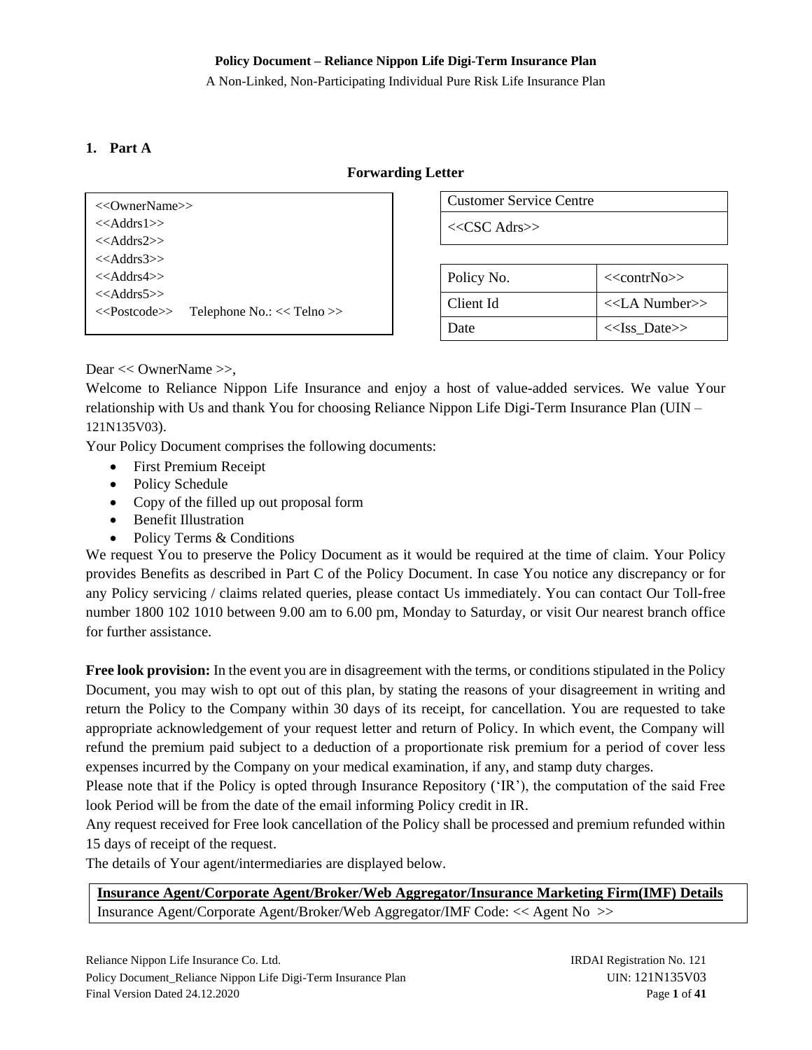**Policy Document – Reliance Nippon Life Digi-Term Insurance Plan**

A Non-Linked, Non-Participating Individual Pure Risk Life Insurance Plan

## 1. Part A

### Forwarding Letter

<<OwnerName>>
<<Addrs1>>
<<Addrs2>>
<<Addrs3>>
<<Addrs4>>
<<Addrs5>>
<<Postcode>> Telephone No.: << Telno >>

| Customer Service Centre |
|---|
| <<CSC Adrs>> |

| Policy No. | <<contrNo>> |
|---|---|
| Client Id | <<LA Number>> |
| Date | <<Iss_Date>> |

Dear << OwnerName >>,

Welcome to Reliance Nippon Life Insurance and enjoy a host of value-added services. We value Your relationship with Us and thank You for choosing Reliance Nippon Life Digi-Term Insurance Plan (UIN – 121N135V03).

Your Policy Document comprises the following documents:

- First Premium Receipt
- Policy Schedule
- Copy of the filled up out proposal form
- Benefit Illustration
- Policy Terms & Conditions

We request You to preserve the Policy Document as it would be required at the time of claim. Your Policy provides Benefits as described in Part C of the Policy Document. In case You notice any discrepancy or for any Policy servicing / claims related queries, please contact Us immediately. You can contact Our Toll-free number 1800 102 1010 between 9.00 am to 6.00 pm, Monday to Saturday, or visit Our nearest branch office for further assistance.

**Free look provision:** In the event you are in disagreement with the terms, or conditions stipulated in the Policy Document, you may wish to opt out of this plan, by stating the reasons of your disagreement in writing and return the Policy to the Company within 30 days of its receipt, for cancellation. You are requested to take appropriate acknowledgement of your request letter and return of Policy. In which event, the Company will refund the premium paid subject to a deduction of a proportionate risk premium for a period of cover less expenses incurred by the Company on your medical examination, if any, and stamp duty charges.

Please note that if the Policy is opted through Insurance Repository ('IR'), the computation of the said Free look Period will be from the date of the email informing Policy credit in IR.

Any request received for Free look cancellation of the Policy shall be processed and premium refunded within 15 days of receipt of the request.

The details of Your agent/intermediaries are displayed below.

| **Insurance Agent/Corporate Agent/Broker/Web Aggregator/Insurance Marketing Firm(IMF) Details** |
|---|
| Insurance Agent/Corporate Agent/Broker/Web Aggregator/IMF Code: << Agent No >> |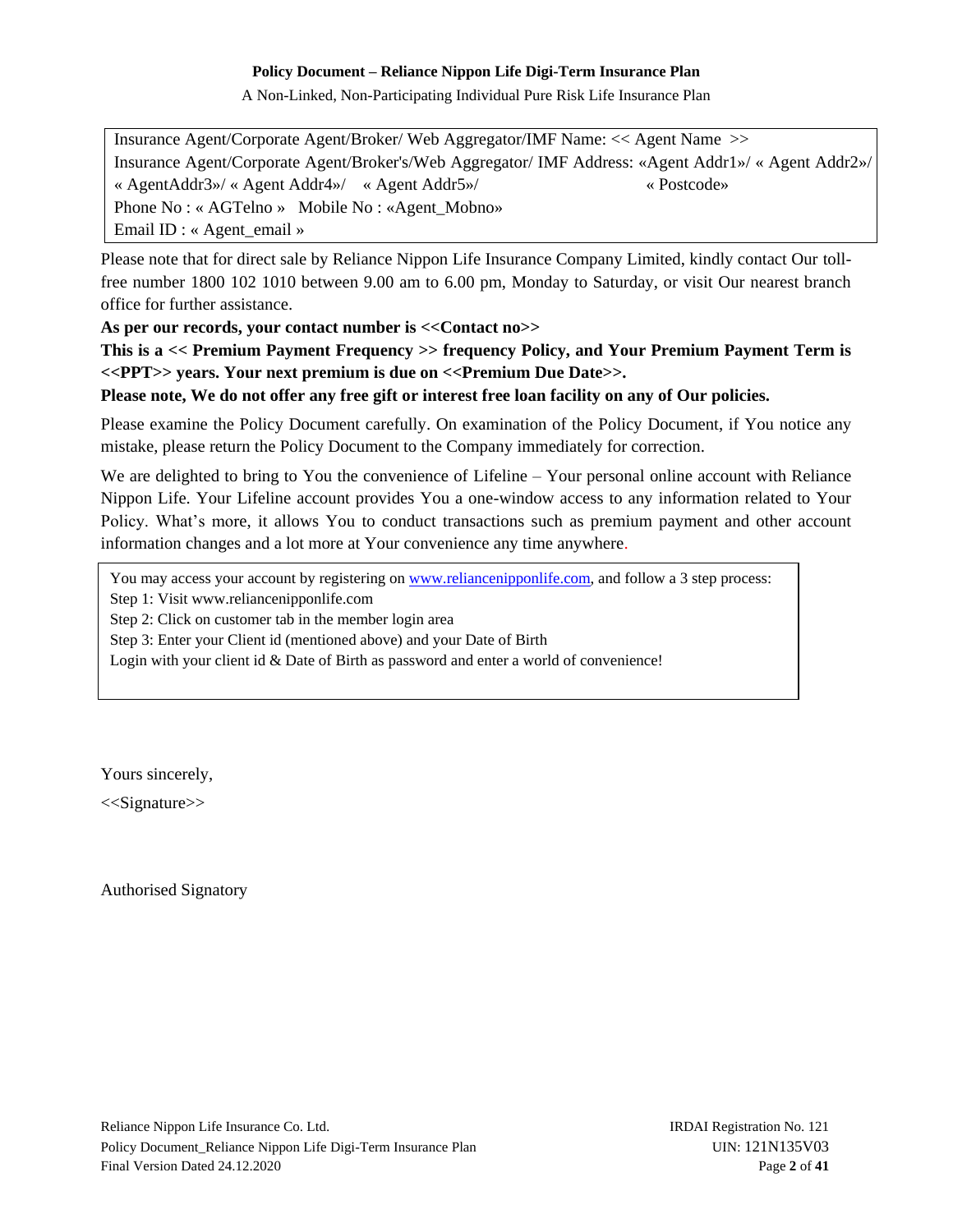Insurance Agent/Corporate Agent/Broker/ Web Aggregator/IMF Name: << Agent Name >>
Insurance Agent/Corporate Agent/Broker's/Web Aggregator/ IMF Address: «Agent Addr1»/ « Agent Addr2»/ « AgentAddr3»/ « Agent Addr4»/ « Agent Addr5»/ « Postcode»
Phone No : « AGTelno » Mobile No : «Agent_Mobno»
Email ID : « Agent_email »

Please note that for direct sale by Reliance Nippon Life Insurance Company Limited, kindly contact Our toll-free number 1800 102 1010 between 9.00 am to 6.00 pm, Monday to Saturday, or visit Our nearest branch office for further assistance.

**As per our records, your contact number is <<Contact no>>**

**This is a << Premium Payment Frequency >> frequency Policy, and Your Premium Payment Term is <<PPT>> years. Your next premium is due on <<Premium Due Date>>.**

**Please note, We do not offer any free gift or interest free loan facility on any of Our policies.**

Please examine the Policy Document carefully. On examination of the Policy Document, if You notice any mistake, please return the Policy Document to the Company immediately for correction.

We are delighted to bring to You the convenience of Lifeline – Your personal online account with Reliance Nippon Life. Your Lifeline account provides You a one-window access to any information related to Your Policy. What's more, it allows You to conduct transactions such as premium payment and other account information changes and a lot more at Your convenience any time anywhere.

You may access your account by registering on www.reliancenipponlife.com, and follow a 3 step process:
Step 1: Visit www.reliancenipponlife.com
Step 2: Click on customer tab in the member login area
Step 3: Enter your Client id (mentioned above) and your Date of Birth
Login with your client id & Date of Birth as password and enter a world of convenience!

Yours sincerely,

<<Signature>>

Authorised Signatory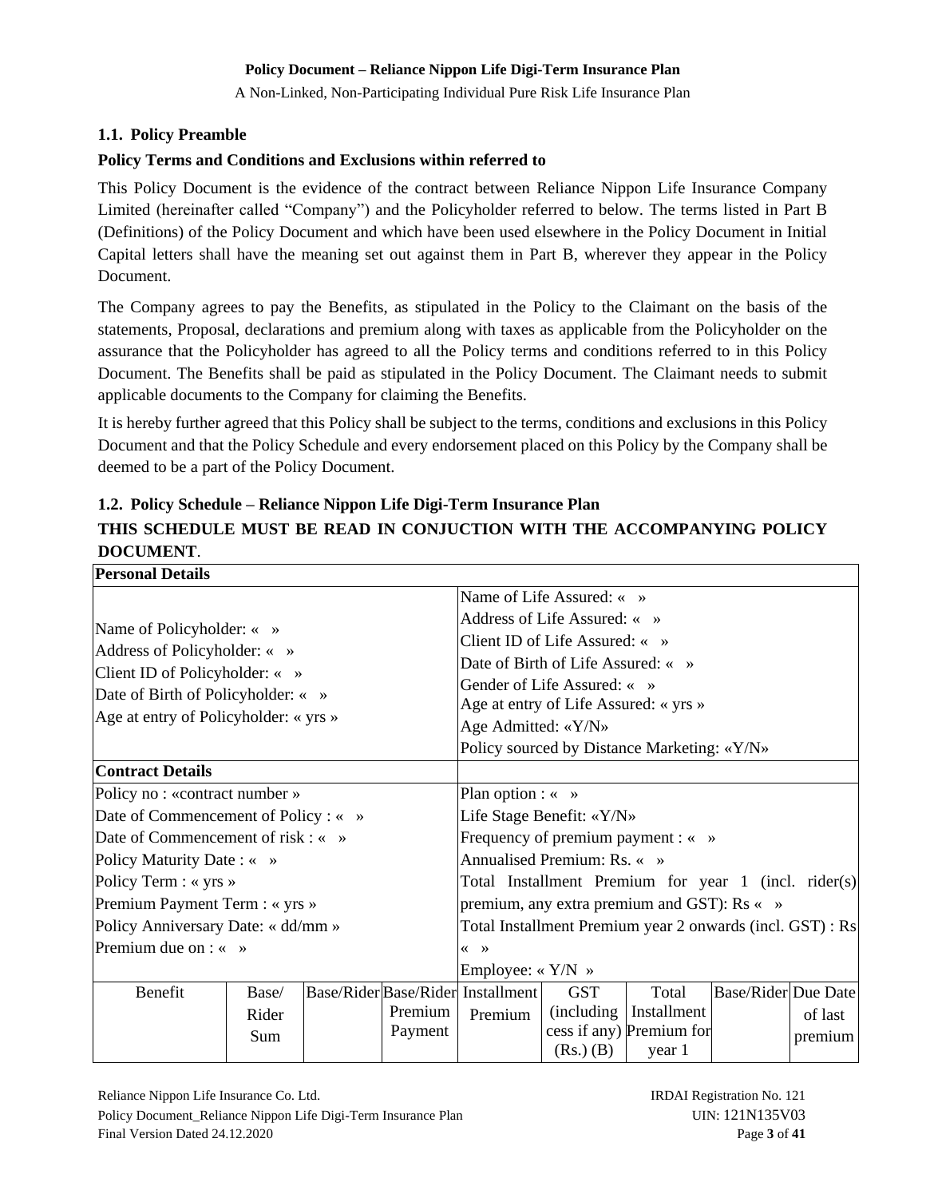## 1.1. Policy Preamble

**Policy Terms and Conditions and Exclusions within referred to**

This Policy Document is the evidence of the contract between Reliance Nippon Life Insurance Company Limited (hereinafter called "Company") and the Policyholder referred to below. The terms listed in Part B (Definitions) of the Policy Document and which have been used elsewhere in the Policy Document in Initial Capital letters shall have the meaning set out against them in Part B, wherever they appear in the Policy Document.

The Company agrees to pay the Benefits, as stipulated in the Policy to the Claimant on the basis of the statements, Proposal, declarations and premium along with taxes as applicable from the Policyholder on the assurance that the Policyholder has agreed to all the Policy terms and conditions referred to in this Policy Document. The Benefits shall be paid as stipulated in the Policy Document. The Claimant needs to submit applicable documents to the Company for claiming the Benefits.

It is hereby further agreed that this Policy shall be subject to the terms, conditions and exclusions in this Policy Document and that the Policy Schedule and every endorsement placed on this Policy by the Company shall be deemed to be a part of the Policy Document.

## 1.2. Policy Schedule – Reliance Nippon Life Digi-Term Insurance Plan

**THIS SCHEDULE MUST BE READ IN CONJUCTION WITH THE ACCOMPANYING POLICY DOCUMENT**.

| **Personal Details** | |
|---|---|
| Name of Policyholder: « »<br>Address of Policyholder: « »<br>Client ID of Policyholder: « »<br>Date of Birth of Policyholder: « »<br>Age at entry of Policyholder: « yrs » | Name of Life Assured: « »<br>Address of Life Assured: « »<br>Client ID of Life Assured: « »<br>Date of Birth of Life Assured: « »<br>Gender of Life Assured: « »<br>Age at entry of Life Assured: « yrs »<br>Age Admitted: «Y/N»<br>Policy sourced by Distance Marketing: «Y/N» |
| **Contract Details** | |
| Policy no : «contract number »<br>Date of Commencement of Policy : « »<br>Date of Commencement of risk : « »<br>Policy Maturity Date : « »<br>Policy Term : « yrs »<br>Premium Payment Term : « yrs »<br>Policy Anniversary Date: « dd/mm »<br>Premium due on : « » | Plan option : « »<br>Life Stage Benefit: «Y/N»<br>Frequency of premium payment : « »<br>Annualised Premium: Rs. « »<br>Total Installment Premium for year 1 (incl. rider(s) premium, any extra premium and GST): Rs « »<br>Total Installment Premium year 2 onwards (incl. GST) : Rs « »<br>Employee: « Y/N » |

| Benefit | Base/ Rider Sum | Base/Rider | Base/Rider Premium Payment | Installment Premium | GST (including cess if any) (Rs.) (B) | Total Installment Premium for year 1 | Base/Rider | Due Date of last premium |
|---|---|---|---|---|---|---|---|---|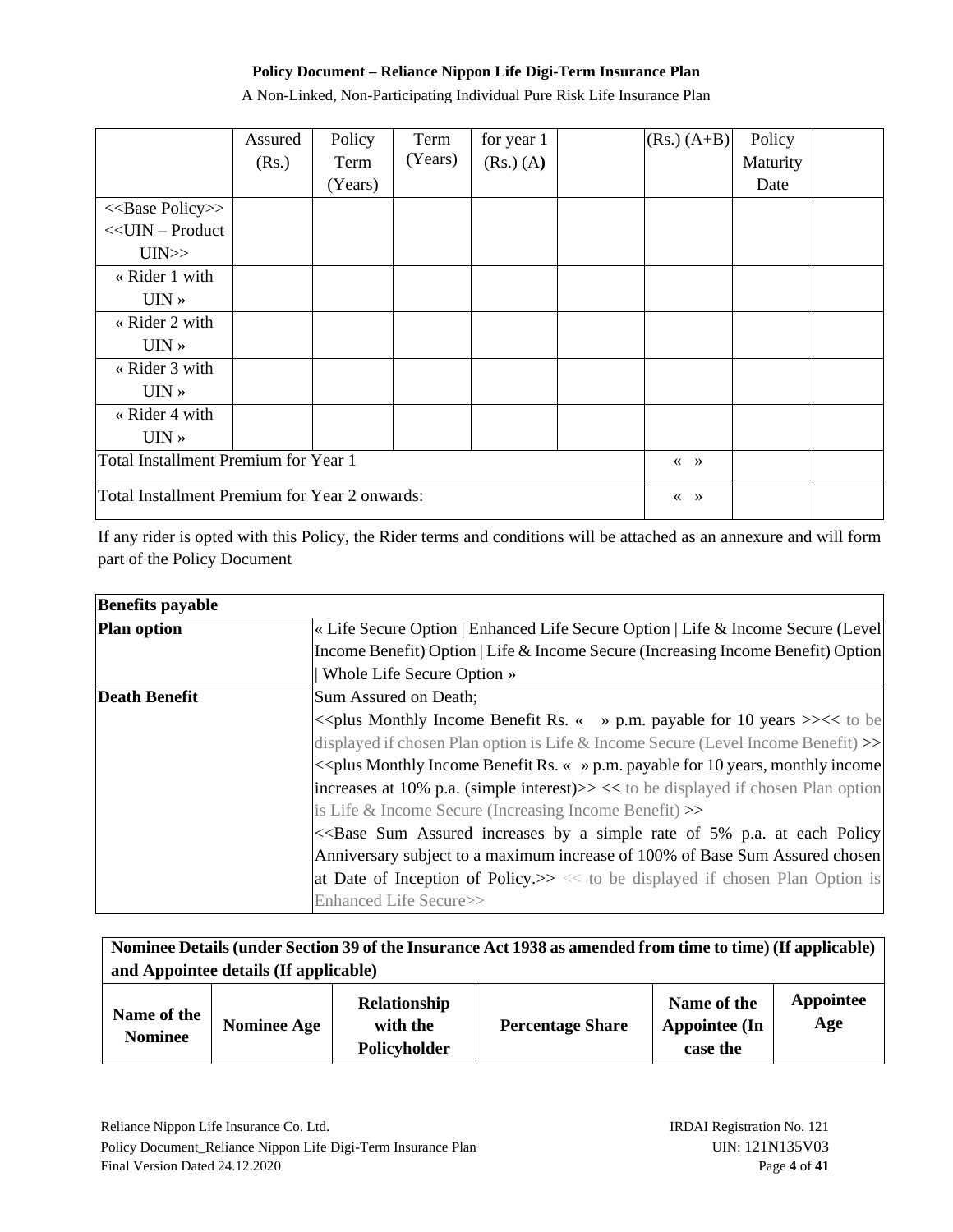| | Assured (Rs.) | Policy Term (Years) | Term (Years) | for year 1 (Rs.) (A) | | (Rs.) (A+B) | Policy Maturity Date | |
|---|---|---|---|---|---|---|---|---|
| <<Base Policy>> <<UIN – Product UIN>> | | | | | | | | |
| « Rider 1 with UIN » | | | | | | | | |
| « Rider 2 with UIN » | | | | | | | | |
| « Rider 3 with UIN » | | | | | | | | |
| « Rider 4 with UIN » | | | | | | | | |
| Total Installment Premium for Year 1 | | | | | | « » | | |
| Total Installment Premium for Year 2 onwards: | | | | | | « » | | |

If any rider is opted with this Policy, the Rider terms and conditions will be attached as an annexure and will form part of the Policy Document

| Benefits payable | |
|---|---|
| **Plan option** | « Life Secure Option \| Enhanced Life Secure Option \| Life & Income Secure (Level Income Benefit) Option \| Life & Income Secure (Increasing Income Benefit) Option \| Whole Life Secure Option » |
| **Death Benefit** | Sum Assured on Death;<br><<plus Monthly Income Benefit Rs. « » p.m. payable for 10 years >><< to be displayed if chosen Plan option is Life & Income Secure (Level Income Benefit) >><br><<plus Monthly Income Benefit Rs. « » p.m. payable for 10 years, monthly income increases at 10% p.a. (simple interest)>> << to be displayed if chosen Plan option is Life & Income Secure (Increasing Income Benefit) >><br><<Base Sum Assured increases by a simple rate of 5% p.a. at each Policy Anniversary subject to a maximum increase of 100% of Base Sum Assured chosen at Date of Inception of Policy.>> << to be displayed if chosen Plan Option is Enhanced Life Secure>> |

| Nominee Details (under Section 39 of the Insurance Act 1938 as amended from time to time) (If applicable) and Appointee details (If applicable) | | | | | |
|---|---|---|---|---|---|
| **Name of the Nominee** | **Nominee Age** | **Relationship with the Policyholder** | **Percentage Share** | **Name of the Appointee (In case the** | **Appointee Age** |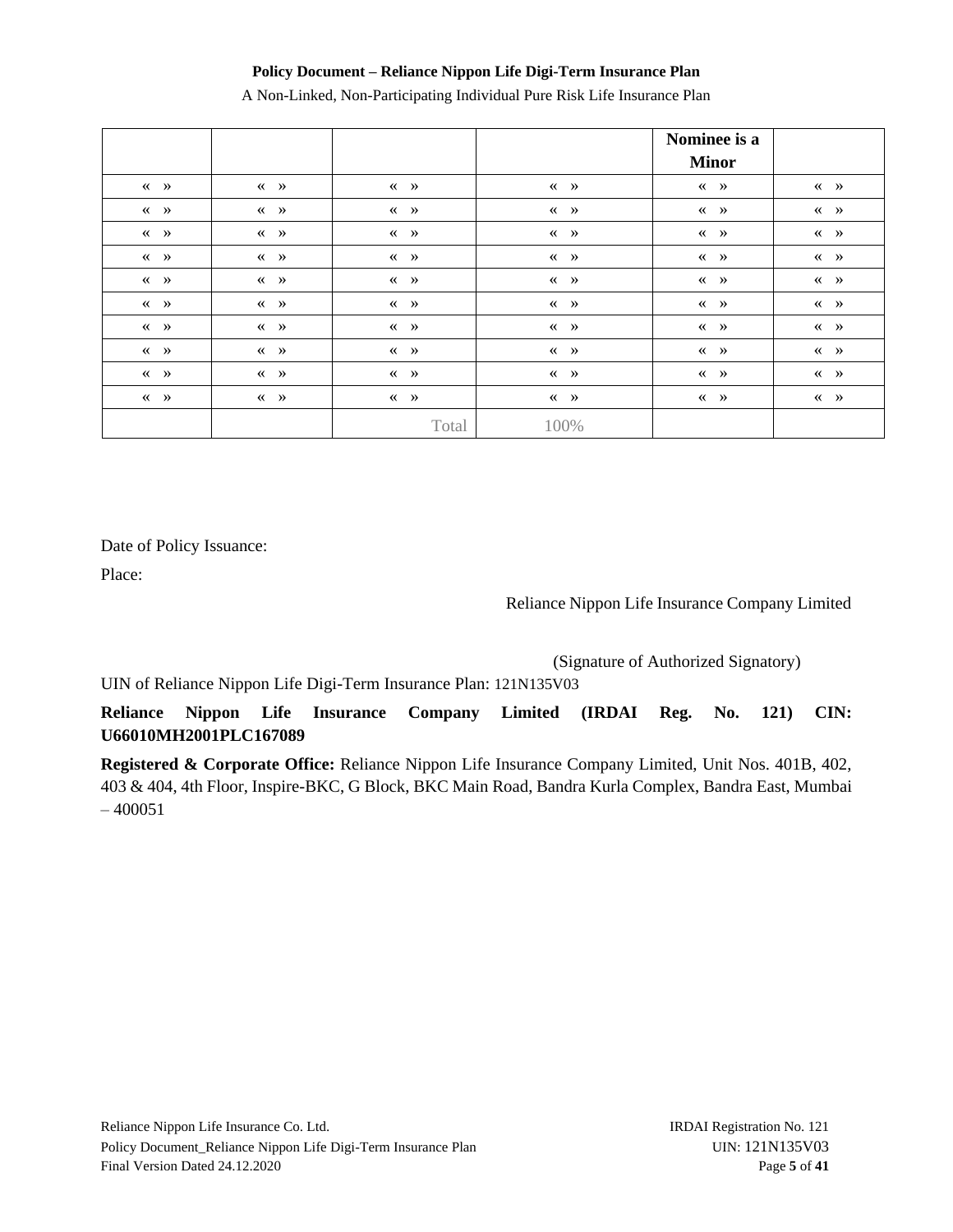| | | | | Nominee is a Minor | |
|---|---|---|---|---|---|
| « » | « » | « » | « » | « » | « » |
| « » | « » | « » | « » | « » | « » |
| « » | « » | « » | « » | « » | « » |
| « » | « » | « » | « » | « » | « » |
| « » | « » | « » | « » | « » | « » |
| « » | « » | « » | « » | « » | « » |
| « » | « » | « » | « » | « » | « » |
| « » | « » | « » | « » | « » | « » |
| « » | « » | « » | « » | « » | « » |
| « » | « » | « » | « » | « » | « » |
| | | Total | 100% | | |

Date of Policy Issuance:

Place:

Reliance Nippon Life Insurance Company Limited

(Signature of Authorized Signatory)

UIN of Reliance Nippon Life Digi-Term Insurance Plan: 121N135V03

**Reliance Nippon Life Insurance Company Limited (IRDAI Reg. No. 121) CIN: U66010MH2001PLC167089**

**Registered & Corporate Office:** Reliance Nippon Life Insurance Company Limited, Unit Nos. 401B, 402, 403 & 404, 4th Floor, Inspire-BKC, G Block, BKC Main Road, Bandra Kurla Complex, Bandra East, Mumbai – 400051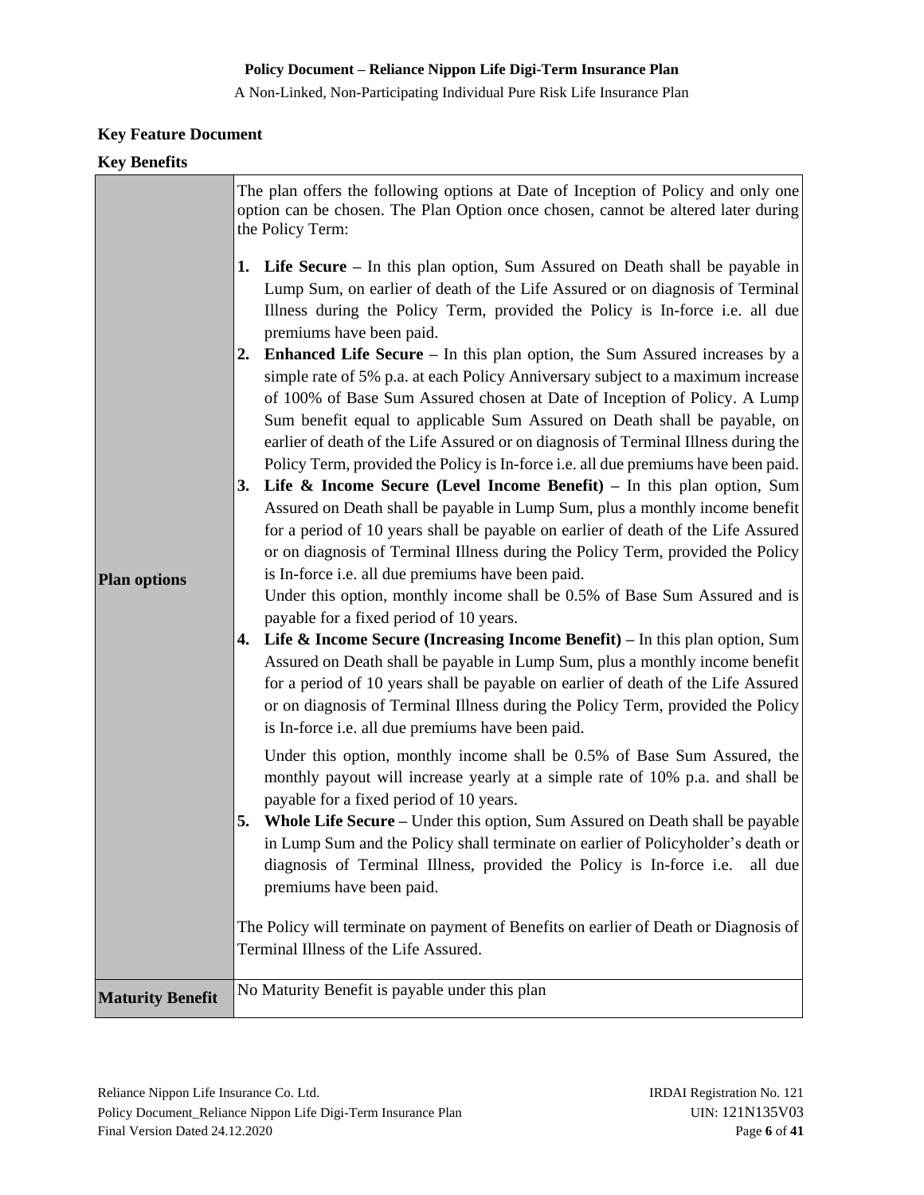## Key Feature Document

### Key Benefits

| | |
|---|---|
| **Plan options** | The plan offers the following options at Date of Inception of Policy and only one option can be chosen. The Plan Option once chosen, cannot be altered later during the Policy Term:<br><br>1. **Life Secure –** In this plan option, Sum Assured on Death shall be payable in Lump Sum, on earlier of death of the Life Assured or on diagnosis of Terminal Illness during the Policy Term, provided the Policy is In-force i.e. all due premiums have been paid.<br>2. **Enhanced Life Secure –** In this plan option, the Sum Assured increases by a simple rate of 5% p.a. at each Policy Anniversary subject to a maximum increase of 100% of Base Sum Assured chosen at Date of Inception of Policy. A Lump Sum benefit equal to applicable Sum Assured on Death shall be payable, on earlier of death of the Life Assured or on diagnosis of Terminal Illness during the Policy Term, provided the Policy is In-force i.e. all due premiums have been paid.<br>3. **Life & Income Secure (Level Income Benefit) –** In this plan option, Sum Assured on Death shall be payable in Lump Sum, plus a monthly income benefit for a period of 10 years shall be payable on earlier of death of the Life Assured or on diagnosis of Terminal Illness during the Policy Term, provided the Policy is In-force i.e. all due premiums have been paid.<br>Under this option, monthly income shall be 0.5% of Base Sum Assured and is payable for a fixed period of 10 years.<br>4. **Life & Income Secure (Increasing Income Benefit) –** In this plan option, Sum Assured on Death shall be payable in Lump Sum, plus a monthly income benefit for a period of 10 years shall be payable on earlier of death of the Life Assured or on diagnosis of Terminal Illness during the Policy Term, provided the Policy is In-force i.e. all due premiums have been paid.<br>Under this option, monthly income shall be 0.5% of Base Sum Assured, the monthly payout will increase yearly at a simple rate of 10% p.a. and shall be payable for a fixed period of 10 years.<br>5. **Whole Life Secure –** Under this option, Sum Assured on Death shall be payable in Lump Sum and the Policy shall terminate on earlier of Policyholder's death or diagnosis of Terminal Illness, provided the Policy is In-force i.e. all due premiums have been paid.<br><br>The Policy will terminate on payment of Benefits on earlier of Death or Diagnosis of Terminal Illness of the Life Assured. |
| **Maturity Benefit** | No Maturity Benefit is payable under this plan |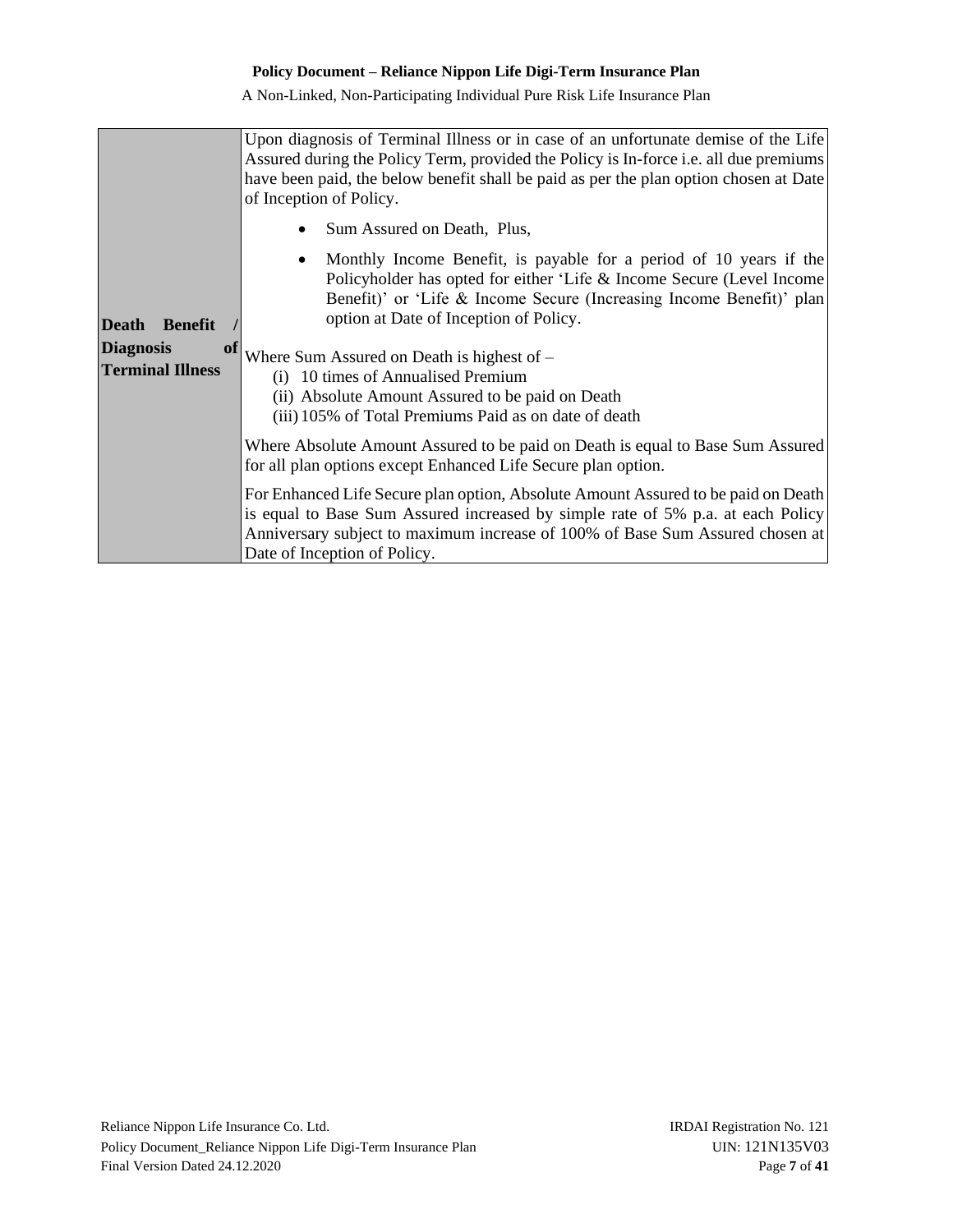| | |
|---|---|
| **Death Benefit / Diagnosis of Terminal Illness** | Upon diagnosis of Terminal Illness or in case of an unfortunate demise of the Life Assured during the Policy Term, provided the Policy is In-force i.e. all due premiums have been paid, the below benefit shall be paid as per the plan option chosen at Date of Inception of Policy.<br><br>• Sum Assured on Death, Plus,<br>• Monthly Income Benefit, is payable for a period of 10 years if the Policyholder has opted for either 'Life & Income Secure (Level Income Benefit)' or 'Life & Income Secure (Increasing Income Benefit)' plan option at Date of Inception of Policy.<br><br>Where Sum Assured on Death is highest of –<br>(i) 10 times of Annualised Premium<br>(ii) Absolute Amount Assured to be paid on Death<br>(iii) 105% of Total Premiums Paid as on date of death<br><br>Where Absolute Amount Assured to be paid on Death is equal to Base Sum Assured for all plan options except Enhanced Life Secure plan option.<br><br>For Enhanced Life Secure plan option, Absolute Amount Assured to be paid on Death is equal to Base Sum Assured increased by simple rate of 5% p.a. at each Policy Anniversary subject to maximum increase of 100% of Base Sum Assured chosen at Date of Inception of Policy. |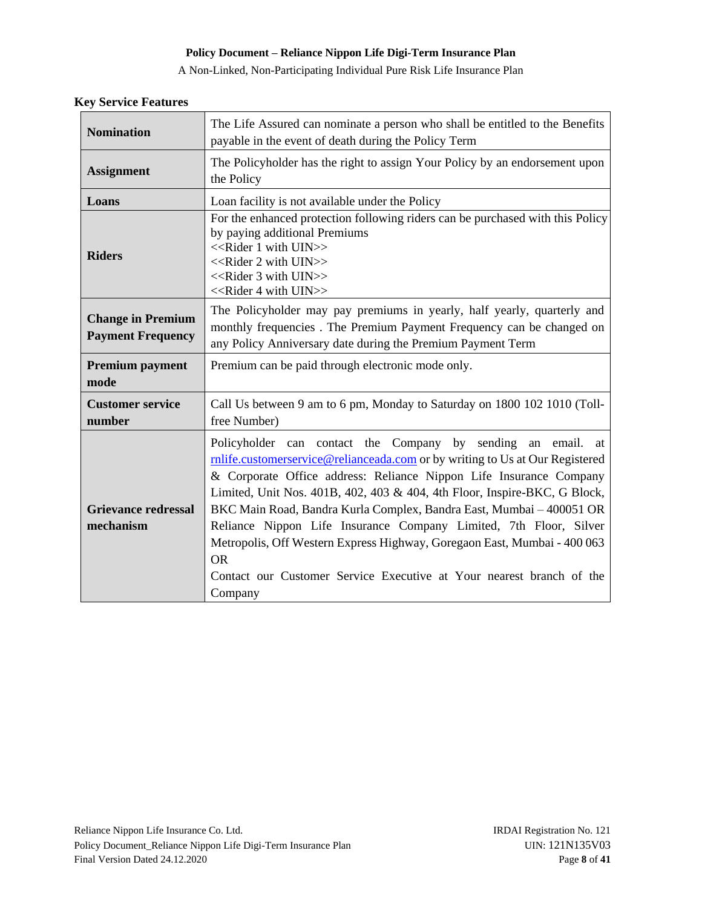**Key Service Features**

| | |
|---|---|
| **Nomination** | The Life Assured can nominate a person who shall be entitled to the Benefits payable in the event of death during the Policy Term |
| **Assignment** | The Policyholder has the right to assign Your Policy by an endorsement upon the Policy |
| **Loans** | Loan facility is not available under the Policy |
| **Riders** | For the enhanced protection following riders can be purchased with this Policy by paying additional Premiums<br><<Rider 1 with UIN>><br><<Rider 2 with UIN>><br><<Rider 3 with UIN>><br><<Rider 4 with UIN>> |
| **Change in Premium Payment Frequency** | The Policyholder may pay premiums in yearly, half yearly, quarterly and monthly frequencies . The Premium Payment Frequency can be changed on any Policy Anniversary date during the Premium Payment Term |
| **Premium payment mode** | Premium can be paid through electronic mode only. |
| **Customer service number** | Call Us between 9 am to 6 pm, Monday to Saturday on 1800 102 1010 (Toll-free Number) |
| **Grievance redressal mechanism** | Policyholder can contact the Company by sending an email. at rnlife.customerservice@relianceada.com or by writing to Us at Our Registered & Corporate Office address: Reliance Nippon Life Insurance Company Limited, Unit Nos. 401B, 402, 403 & 404, 4th Floor, Inspire-BKC, G Block, BKC Main Road, Bandra Kurla Complex, Bandra East, Mumbai – 400051 OR Reliance Nippon Life Insurance Company Limited, 7th Floor, Silver Metropolis, Off Western Express Highway, Goregaon East, Mumbai - 400 063<br>OR<br>Contact our Customer Service Executive at Your nearest branch of the Company |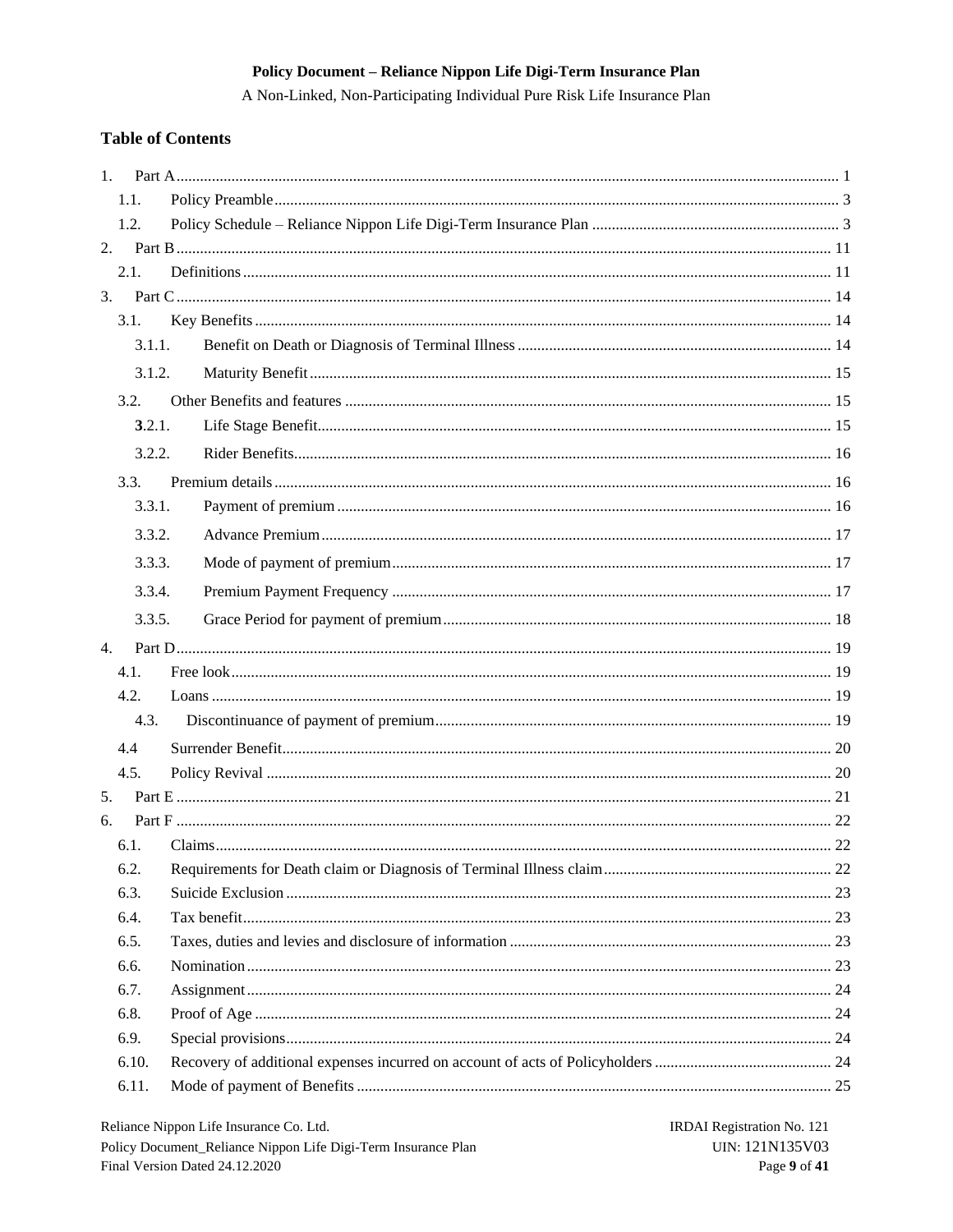**Policy Document – Reliance Nippon Life Digi-Term Insurance Plan**

A Non-Linked, Non-Participating Individual Pure Risk Life Insurance Plan

## Table of Contents

1. Part A ........ 1
   - 1.1. Policy Preamble ........ 3
   - 1.2. Policy Schedule – Reliance Nippon Life Digi-Term Insurance Plan ........ 3
2. Part B ........ 11
   - 2.1. Definitions ........ 11
3. Part C ........ 14
   - 3.1. Key Benefits ........ 14
     - 3.1.1. Benefit on Death or Diagnosis of Terminal Illness ........ 14
     - 3.1.2. Maturity Benefit ........ 15
   - 3.2. Other Benefits and features ........ 15
     - 3.2.1. Life Stage Benefit ........ 15
     - 3.2.2. Rider Benefits ........ 16
   - 3.3. Premium details ........ 16
     - 3.3.1. Payment of premium ........ 16
     - 3.3.2. Advance Premium ........ 17
     - 3.3.3. Mode of payment of premium ........ 17
     - 3.3.4. Premium Payment Frequency ........ 17
     - 3.3.5. Grace Period for payment of premium ........ 18
4. Part D ........ 19
   - 4.1. Free look ........ 19
   - 4.2. Loans ........ 19
     - 4.3. Discontinuance of payment of premium ........ 19
   - 4.4 Surrender Benefit ........ 20
   - 4.5. Policy Revival ........ 20
5. Part E ........ 21
6. Part F ........ 22
   - 6.1. Claims ........ 22
   - 6.2. Requirements for Death claim or Diagnosis of Terminal Illness claim ........ 22
   - 6.3. Suicide Exclusion ........ 23
   - 6.4. Tax benefit ........ 23
   - 6.5. Taxes, duties and levies and disclosure of information ........ 23
   - 6.6. Nomination ........ 23
   - 6.7. Assignment ........ 24
   - 6.8. Proof of Age ........ 24
   - 6.9. Special provisions ........ 24
   - 6.10. Recovery of additional expenses incurred on account of acts of Policyholders ........ 24
   - 6.11. Mode of payment of Benefits ........ 25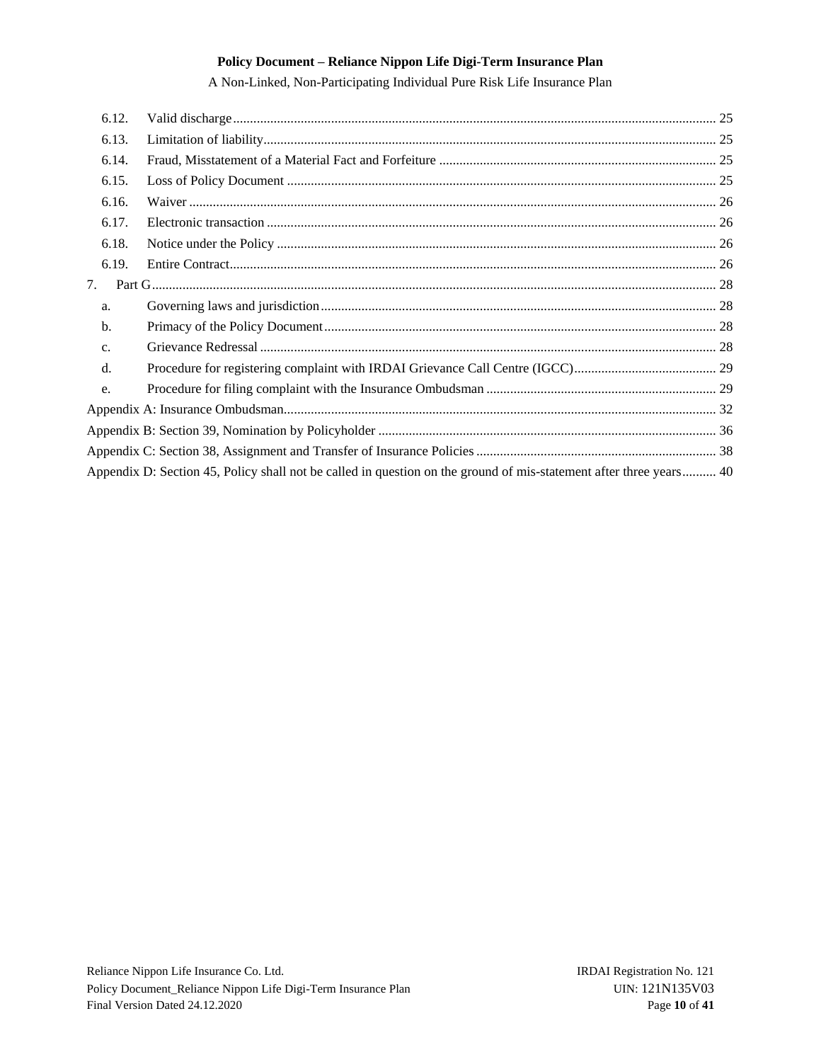6.12. Valid discharge ........ 25

6.13. Limitation of liability ........ 25

6.14. Fraud, Misstatement of a Material Fact and Forfeiture ........ 25

6.15. Loss of Policy Document ........ 25

6.16. Waiver ........ 26

6.17. Electronic transaction ........ 26

6.18. Notice under the Policy ........ 26

6.19. Entire Contract ........ 26

7. Part G ........ 28

a. Governing laws and jurisdiction ........ 28

b. Primacy of the Policy Document ........ 28

c. Grievance Redressal ........ 28

d. Procedure for registering complaint with IRDAI Grievance Call Centre (IGCC) ........ 29

e. Procedure for filing complaint with the Insurance Ombudsman ........ 29

Appendix A: Insurance Ombudsman ........ 32

Appendix B: Section 39, Nomination by Policyholder ........ 36

Appendix C: Section 38, Assignment and Transfer of Insurance Policies ........ 38

Appendix D: Section 45, Policy shall not be called in question on the ground of mis-statement after three years ........ 40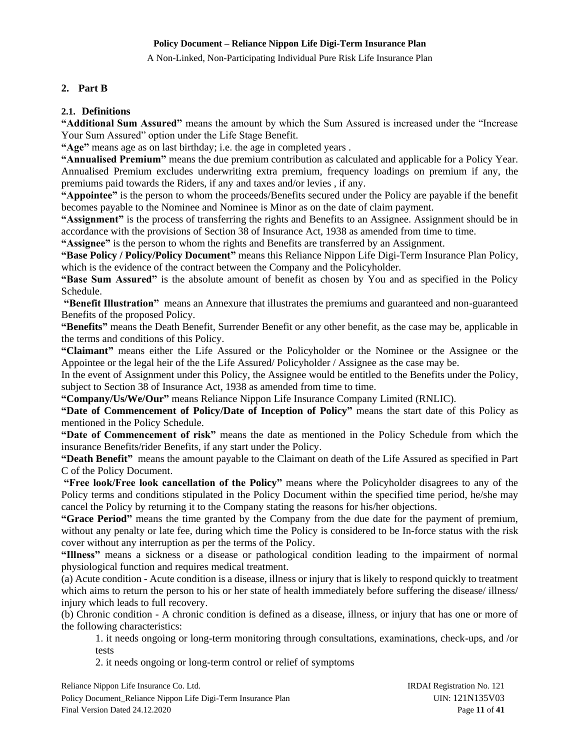## 2. Part B

### 2.1. Definitions

**"Additional Sum Assured"** means the amount by which the Sum Assured is increased under the "Increase Your Sum Assured" option under the Life Stage Benefit.

**"Age"** means age as on last birthday; i.e. the age in completed years .

**"Annualised Premium"** means the due premium contribution as calculated and applicable for a Policy Year. Annualised Premium excludes underwriting extra premium, frequency loadings on premium if any, the premiums paid towards the Riders, if any and taxes and/or levies , if any.

**"Appointee"** is the person to whom the proceeds/Benefits secured under the Policy are payable if the benefit becomes payable to the Nominee and Nominee is Minor as on the date of claim payment.

**"Assignment"** is the process of transferring the rights and Benefits to an Assignee. Assignment should be in accordance with the provisions of Section 38 of Insurance Act, 1938 as amended from time to time.

**"Assignee"** is the person to whom the rights and Benefits are transferred by an Assignment.

**"Base Policy / Policy/Policy Document"** means this Reliance Nippon Life Digi-Term Insurance Plan Policy, which is the evidence of the contract between the Company and the Policyholder.

**"Base Sum Assured"** is the absolute amount of benefit as chosen by You and as specified in the Policy Schedule.

**"Benefit Illustration"** means an Annexure that illustrates the premiums and guaranteed and non-guaranteed Benefits of the proposed Policy.

**"Benefits"** means the Death Benefit, Surrender Benefit or any other benefit, as the case may be, applicable in the terms and conditions of this Policy.

**"Claimant"** means either the Life Assured or the Policyholder or the Nominee or the Assignee or the Appointee or the legal heir of the the Life Assured/ Policyholder / Assignee as the case may be.

In the event of Assignment under this Policy, the Assignee would be entitled to the Benefits under the Policy, subject to Section 38 of Insurance Act, 1938 as amended from time to time.

**"Company/Us/We/Our"** means Reliance Nippon Life Insurance Company Limited (RNLIC).

**"Date of Commencement of Policy/Date of Inception of Policy"** means the start date of this Policy as mentioned in the Policy Schedule.

**"Date of Commencement of risk"** means the date as mentioned in the Policy Schedule from which the insurance Benefits/rider Benefits, if any start under the Policy.

**"Death Benefit"** means the amount payable to the Claimant on death of the Life Assured as specified in Part C of the Policy Document.

**"Free look/Free look cancellation of the Policy"** means where the Policyholder disagrees to any of the Policy terms and conditions stipulated in the Policy Document within the specified time period, he/she may cancel the Policy by returning it to the Company stating the reasons for his/her objections.

**"Grace Period"** means the time granted by the Company from the due date for the payment of premium, without any penalty or late fee, during which time the Policy is considered to be In-force status with the risk cover without any interruption as per the terms of the Policy.

**"Illness"** means a sickness or a disease or pathological condition leading to the impairment of normal physiological function and requires medical treatment.

(a) Acute condition - Acute condition is a disease, illness or injury that is likely to respond quickly to treatment which aims to return the person to his or her state of health immediately before suffering the disease/ illness/ injury which leads to full recovery.

(b) Chronic condition - A chronic condition is defined as a disease, illness, or injury that has one or more of the following characteristics:

1. it needs ongoing or long-term monitoring through consultations, examinations, check-ups, and /or tests
2. it needs ongoing or long-term control or relief of symptoms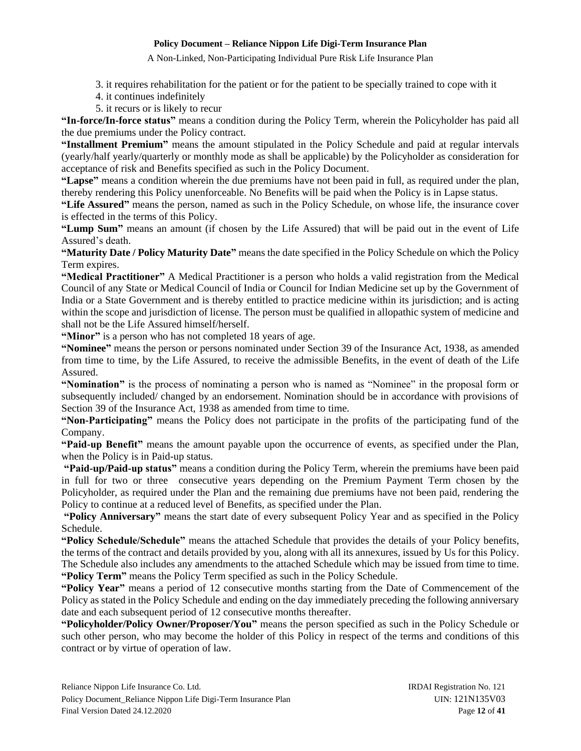3. it requires rehabilitation for the patient or for the patient to be specially trained to cope with it
4. it continues indefinitely
5. it recurs or is likely to recur

**"In-force/In-force status"** means a condition during the Policy Term, wherein the Policyholder has paid all the due premiums under the Policy contract.

**"Installment Premium"** means the amount stipulated in the Policy Schedule and paid at regular intervals (yearly/half yearly/quarterly or monthly mode as shall be applicable) by the Policyholder as consideration for acceptance of risk and Benefits specified as such in the Policy Document.

**"Lapse"** means a condition wherein the due premiums have not been paid in full, as required under the plan, thereby rendering this Policy unenforceable. No Benefits will be paid when the Policy is in Lapse status.

**"Life Assured"** means the person, named as such in the Policy Schedule, on whose life, the insurance cover is effected in the terms of this Policy.

**"Lump Sum"** means an amount (if chosen by the Life Assured) that will be paid out in the event of Life Assured's death.

**"Maturity Date / Policy Maturity Date"** means the date specified in the Policy Schedule on which the Policy Term expires.

**"Medical Practitioner"** A Medical Practitioner is a person who holds a valid registration from the Medical Council of any State or Medical Council of India or Council for Indian Medicine set up by the Government of India or a State Government and is thereby entitled to practice medicine within its jurisdiction; and is acting within the scope and jurisdiction of license. The person must be qualified in allopathic system of medicine and shall not be the Life Assured himself/herself.

**"Minor"** is a person who has not completed 18 years of age.

**"Nominee"** means the person or persons nominated under Section 39 of the Insurance Act, 1938, as amended from time to time, by the Life Assured, to receive the admissible Benefits, in the event of death of the Life Assured.

**"Nomination"** is the process of nominating a person who is named as "Nominee" in the proposal form or subsequently included/ changed by an endorsement. Nomination should be in accordance with provisions of Section 39 of the Insurance Act, 1938 as amended from time to time.

**"Non-Participating"** means the Policy does not participate in the profits of the participating fund of the Company.

**"Paid-up Benefit"** means the amount payable upon the occurrence of events, as specified under the Plan, when the Policy is in Paid-up status.

**"Paid-up/Paid-up status"** means a condition during the Policy Term, wherein the premiums have been paid in full for two or three consecutive years depending on the Premium Payment Term chosen by the Policyholder, as required under the Plan and the remaining due premiums have not been paid, rendering the Policy to continue at a reduced level of Benefits, as specified under the Plan.

**"Policy Anniversary"** means the start date of every subsequent Policy Year and as specified in the Policy Schedule.

**"Policy Schedule/Schedule"** means the attached Schedule that provides the details of your Policy benefits, the terms of the contract and details provided by you, along with all its annexures, issued by Us for this Policy. The Schedule also includes any amendments to the attached Schedule which may be issued from time to time.

**"Policy Term"** means the Policy Term specified as such in the Policy Schedule.

**"Policy Year"** means a period of 12 consecutive months starting from the Date of Commencement of the Policy as stated in the Policy Schedule and ending on the day immediately preceding the following anniversary date and each subsequent period of 12 consecutive months thereafter.

**"Policyholder/Policy Owner/Proposer/You"** means the person specified as such in the Policy Schedule or such other person, who may become the holder of this Policy in respect of the terms and conditions of this contract or by virtue of operation of law.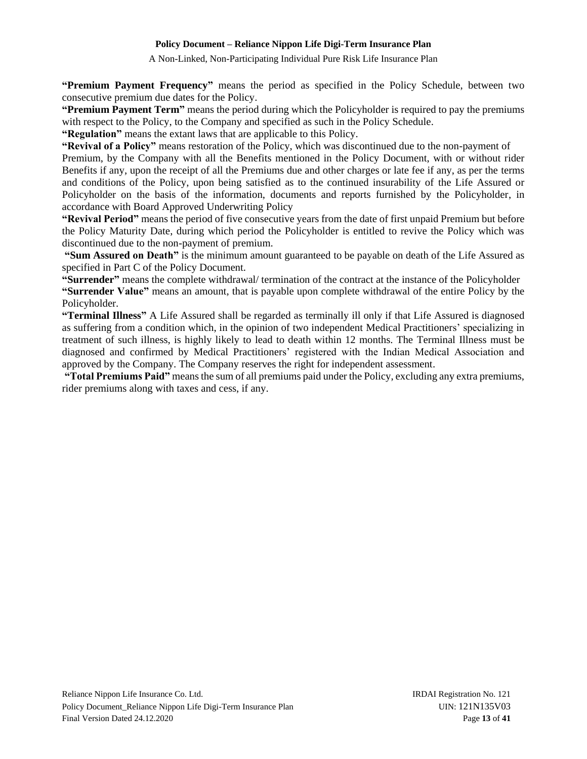**"Premium Payment Frequency"** means the period as specified in the Policy Schedule, between two consecutive premium due dates for the Policy.

**"Premium Payment Term"** means the period during which the Policyholder is required to pay the premiums with respect to the Policy, to the Company and specified as such in the Policy Schedule.

**"Regulation"** means the extant laws that are applicable to this Policy.

**"Revival of a Policy"** means restoration of the Policy, which was discontinued due to the non-payment of Premium, by the Company with all the Benefits mentioned in the Policy Document, with or without rider Benefits if any, upon the receipt of all the Premiums due and other charges or late fee if any, as per the terms and conditions of the Policy, upon being satisfied as to the continued insurability of the Life Assured or Policyholder on the basis of the information, documents and reports furnished by the Policyholder, in accordance with Board Approved Underwriting Policy

**"Revival Period"** means the period of five consecutive years from the date of first unpaid Premium but before the Policy Maturity Date, during which period the Policyholder is entitled to revive the Policy which was discontinued due to the non-payment of premium.

**"Sum Assured on Death"** is the minimum amount guaranteed to be payable on death of the Life Assured as specified in Part C of the Policy Document.

**"Surrender"** means the complete withdrawal/ termination of the contract at the instance of the Policyholder

**"Surrender Value"** means an amount, that is payable upon complete withdrawal of the entire Policy by the Policyholder.

**"Terminal Illness"** A Life Assured shall be regarded as terminally ill only if that Life Assured is diagnosed as suffering from a condition which, in the opinion of two independent Medical Practitioners' specializing in treatment of such illness, is highly likely to lead to death within 12 months. The Terminal Illness must be diagnosed and confirmed by Medical Practitioners' registered with the Indian Medical Association and approved by the Company. The Company reserves the right for independent assessment.

**"Total Premiums Paid"** means the sum of all premiums paid under the Policy, excluding any extra premiums, rider premiums along with taxes and cess, if any.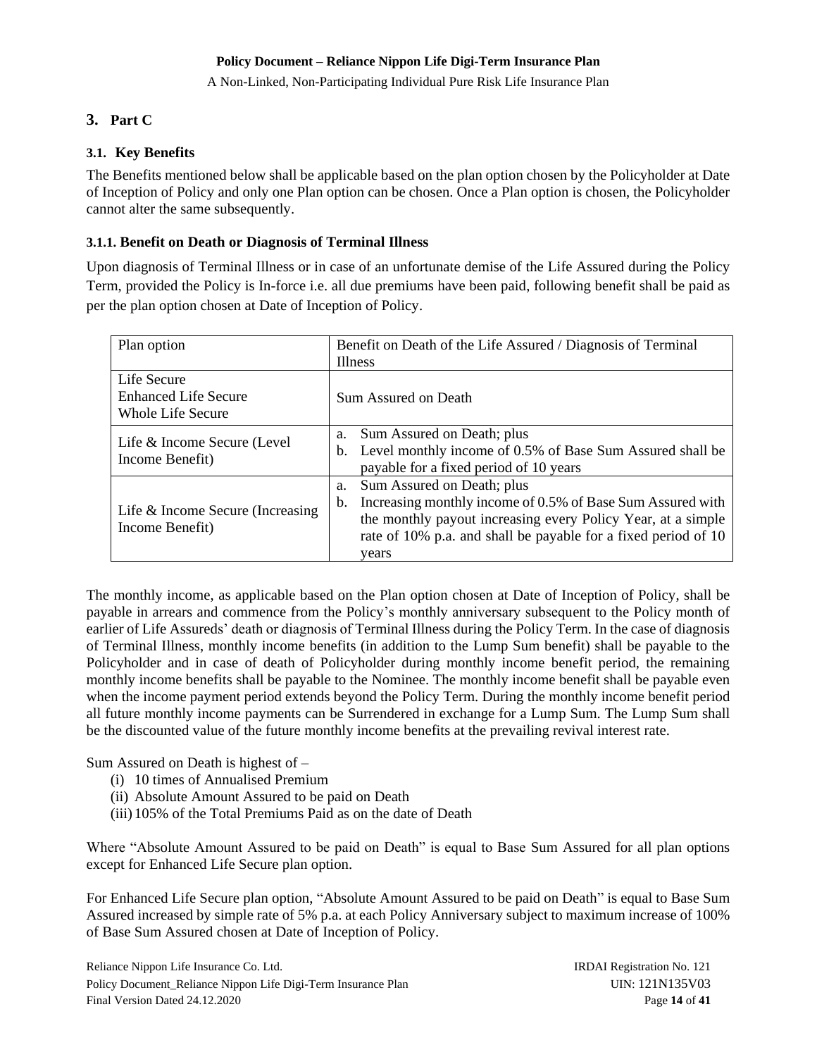## 3. Part C

### 3.1. Key Benefits

The Benefits mentioned below shall be applicable based on the plan option chosen by the Policyholder at Date of Inception of Policy and only one Plan option can be chosen. Once a Plan option is chosen, the Policyholder cannot alter the same subsequently.

#### 3.1.1. Benefit on Death or Diagnosis of Terminal Illness

Upon diagnosis of Terminal Illness or in case of an unfortunate demise of the Life Assured during the Policy Term, provided the Policy is In-force i.e. all due premiums have been paid, following benefit shall be paid as per the plan option chosen at Date of Inception of Policy.

| Plan option | Benefit on Death of the Life Assured / Diagnosis of Terminal Illness |
|---|---|
| Life Secure<br>Enhanced Life Secure<br>Whole Life Secure | Sum Assured on Death |
| Life & Income Secure (Level Income Benefit) | a. Sum Assured on Death; plus<br>b. Level monthly income of 0.5% of Base Sum Assured shall be payable for a fixed period of 10 years |
| Life & Income Secure (Increasing Income Benefit) | a. Sum Assured on Death; plus<br>b. Increasing monthly income of 0.5% of Base Sum Assured with the monthly payout increasing every Policy Year, at a simple rate of 10% p.a. and shall be payable for a fixed period of 10 years |

The monthly income, as applicable based on the Plan option chosen at Date of Inception of Policy, shall be payable in arrears and commence from the Policy's monthly anniversary subsequent to the Policy month of earlier of Life Assureds' death or diagnosis of Terminal Illness during the Policy Term. In the case of diagnosis of Terminal Illness, monthly income benefits (in addition to the Lump Sum benefit) shall be payable to the Policyholder and in case of death of Policyholder during monthly income benefit period, the remaining monthly income benefits shall be payable to the Nominee. The monthly income benefit shall be payable even when the income payment period extends beyond the Policy Term. During the monthly income benefit period all future monthly income payments can be Surrendered in exchange for a Lump Sum. The Lump Sum shall be the discounted value of the future monthly income benefits at the prevailing revival interest rate.

Sum Assured on Death is highest of –

(i) 10 times of Annualised Premium
(ii) Absolute Amount Assured to be paid on Death
(iii) 105% of the Total Premiums Paid as on the date of Death

Where "Absolute Amount Assured to be paid on Death" is equal to Base Sum Assured for all plan options except for Enhanced Life Secure plan option.

For Enhanced Life Secure plan option, "Absolute Amount Assured to be paid on Death" is equal to Base Sum Assured increased by simple rate of 5% p.a. at each Policy Anniversary subject to maximum increase of 100% of Base Sum Assured chosen at Date of Inception of Policy.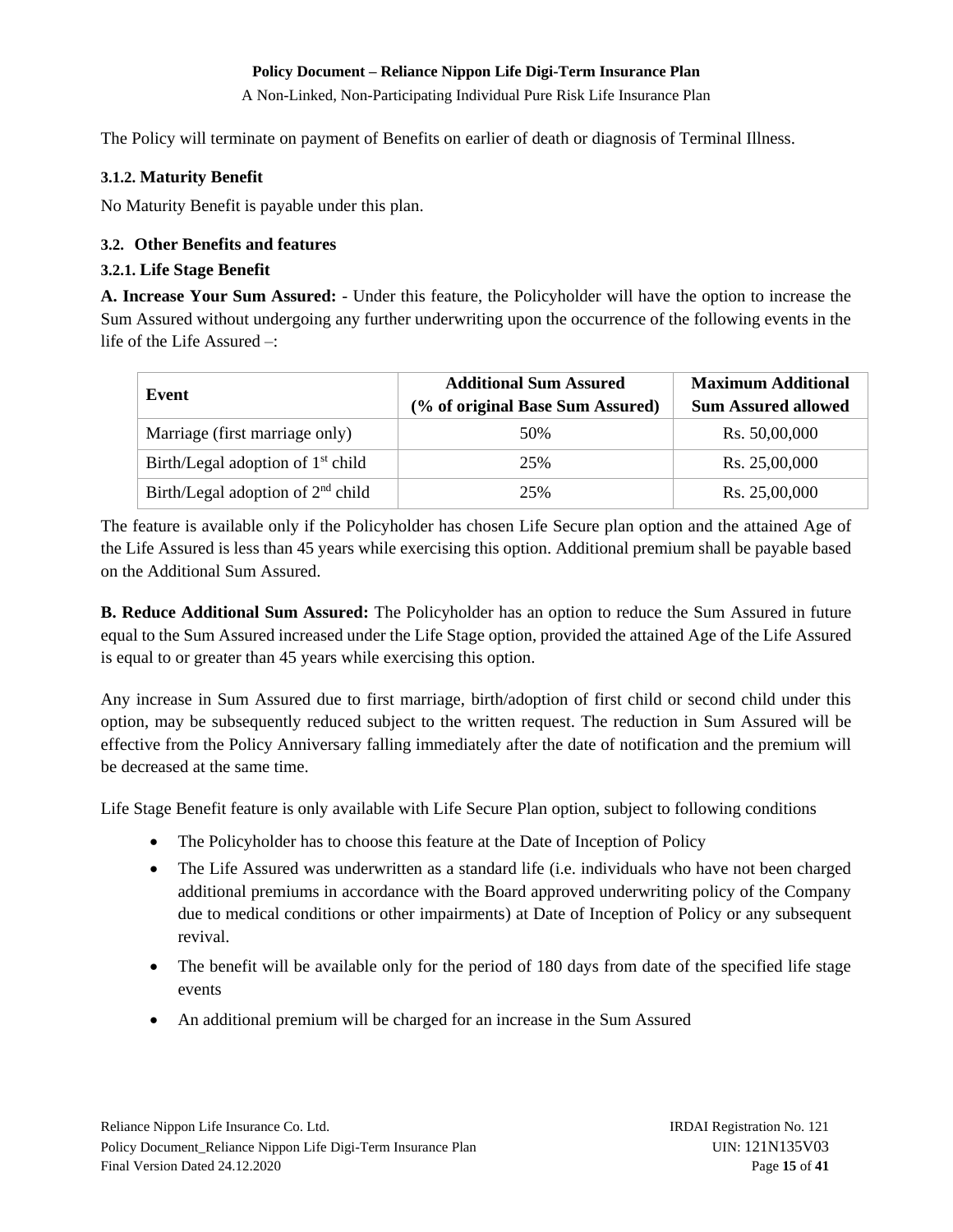The Policy will terminate on payment of Benefits on earlier of death or diagnosis of Terminal Illness.

### 3.1.2. Maturity Benefit

No Maturity Benefit is payable under this plan.

### 3.2. Other Benefits and features

### 3.2.1. Life Stage Benefit

**A. Increase Your Sum Assured:** - Under this feature, the Policyholder will have the option to increase the Sum Assured without undergoing any further underwriting upon the occurrence of the following events in the life of the Life Assured –:

| Event | Additional Sum Assured (% of original Base Sum Assured) | Maximum Additional Sum Assured allowed |
|---|---|---|
| Marriage (first marriage only) | 50% | Rs. 50,00,000 |
| Birth/Legal adoption of 1st child | 25% | Rs. 25,00,000 |
| Birth/Legal adoption of 2nd child | 25% | Rs. 25,00,000 |

The feature is available only if the Policyholder has chosen Life Secure plan option and the attained Age of the Life Assured is less than 45 years while exercising this option. Additional premium shall be payable based on the Additional Sum Assured.

**B. Reduce Additional Sum Assured:** The Policyholder has an option to reduce the Sum Assured in future equal to the Sum Assured increased under the Life Stage option, provided the attained Age of the Life Assured is equal to or greater than 45 years while exercising this option.

Any increase in Sum Assured due to first marriage, birth/adoption of first child or second child under this option, may be subsequently reduced subject to the written request. The reduction in Sum Assured will be effective from the Policy Anniversary falling immediately after the date of notification and the premium will be decreased at the same time.

Life Stage Benefit feature is only available with Life Secure Plan option, subject to following conditions

- The Policyholder has to choose this feature at the Date of Inception of Policy
- The Life Assured was underwritten as a standard life (i.e. individuals who have not been charged additional premiums in accordance with the Board approved underwriting policy of the Company due to medical conditions or other impairments) at Date of Inception of Policy or any subsequent revival.
- The benefit will be available only for the period of 180 days from date of the specified life stage events
- An additional premium will be charged for an increase in the Sum Assured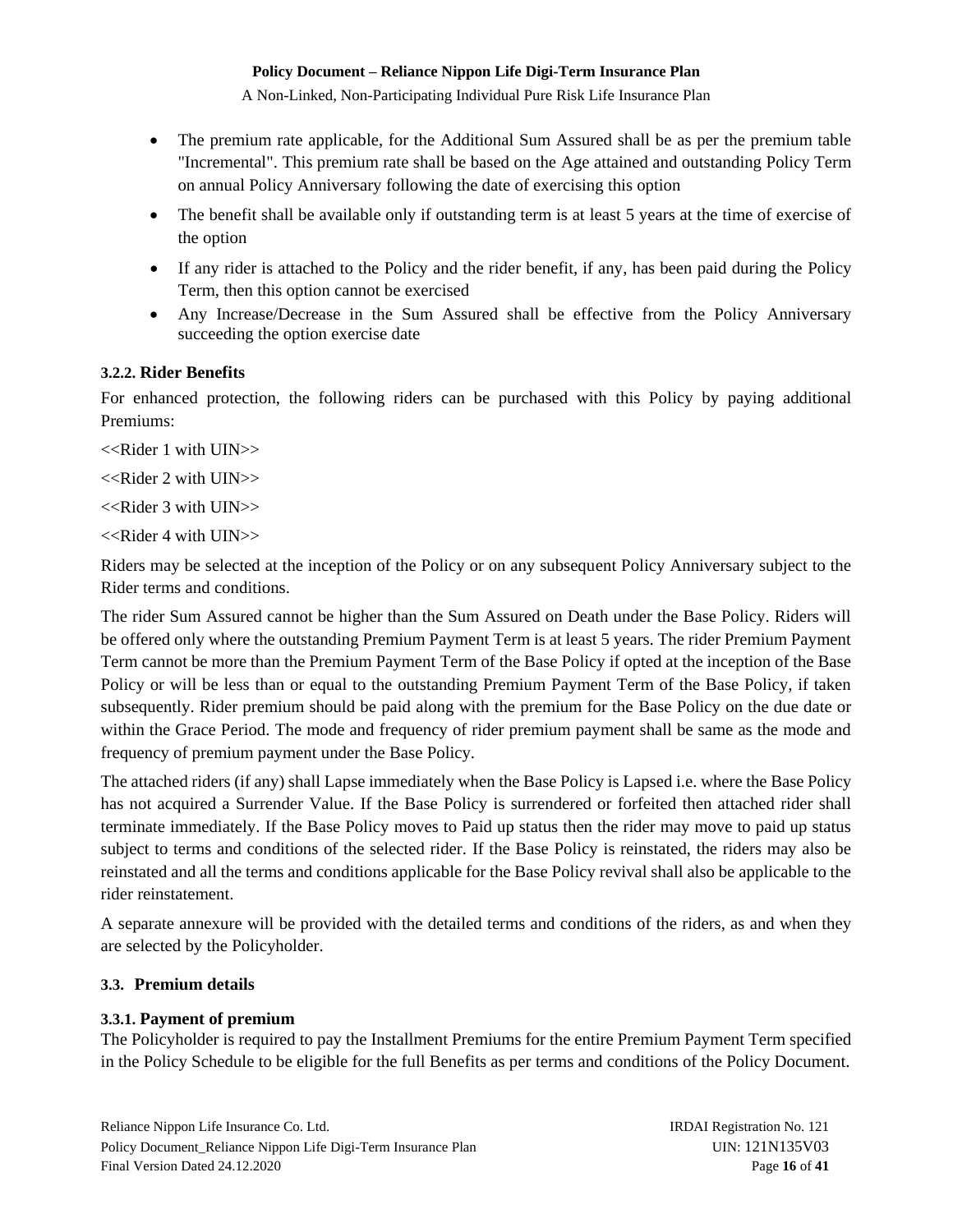- The premium rate applicable, for the Additional Sum Assured shall be as per the premium table "Incremental". This premium rate shall be based on the Age attained and outstanding Policy Term on annual Policy Anniversary following the date of exercising this option
- The benefit shall be available only if outstanding term is at least 5 years at the time of exercise of the option
- If any rider is attached to the Policy and the rider benefit, if any, has been paid during the Policy Term, then this option cannot be exercised
- Any Increase/Decrease in the Sum Assured shall be effective from the Policy Anniversary succeeding the option exercise date

#### 3.2.2. Rider Benefits

For enhanced protection, the following riders can be purchased with this Policy by paying additional Premiums:

<<Rider 1 with UIN>>

<<Rider 2 with UIN>>

<<Rider 3 with UIN>>

<<Rider 4 with UIN>>

Riders may be selected at the inception of the Policy or on any subsequent Policy Anniversary subject to the Rider terms and conditions.

The rider Sum Assured cannot be higher than the Sum Assured on Death under the Base Policy. Riders will be offered only where the outstanding Premium Payment Term is at least 5 years. The rider Premium Payment Term cannot be more than the Premium Payment Term of the Base Policy if opted at the inception of the Base Policy or will be less than or equal to the outstanding Premium Payment Term of the Base Policy, if taken subsequently. Rider premium should be paid along with the premium for the Base Policy on the due date or within the Grace Period. The mode and frequency of rider premium payment shall be same as the mode and frequency of premium payment under the Base Policy.

The attached riders (if any) shall Lapse immediately when the Base Policy is Lapsed i.e. where the Base Policy has not acquired a Surrender Value. If the Base Policy is surrendered or forfeited then attached rider shall terminate immediately. If the Base Policy moves to Paid up status then the rider may move to paid up status subject to terms and conditions of the selected rider. If the Base Policy is reinstated, the riders may also be reinstated and all the terms and conditions applicable for the Base Policy revival shall also be applicable to the rider reinstatement.

A separate annexure will be provided with the detailed terms and conditions of the riders, as and when they are selected by the Policyholder.

### 3.3. Premium details

#### 3.3.1. Payment of premium

The Policyholder is required to pay the Installment Premiums for the entire Premium Payment Term specified in the Policy Schedule to be eligible for the full Benefits as per terms and conditions of the Policy Document.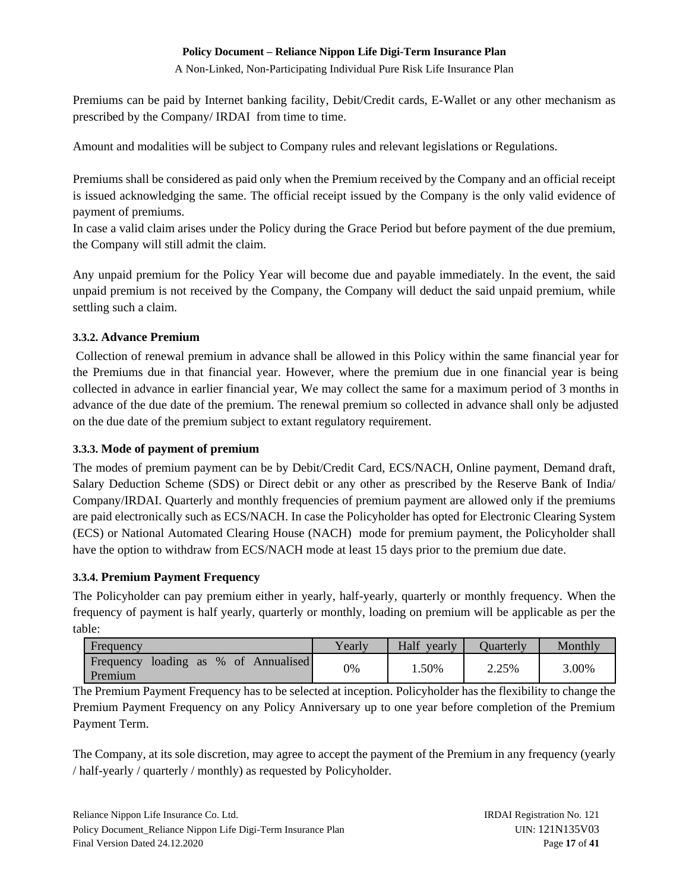Premiums can be paid by Internet banking facility, Debit/Credit cards, E-Wallet or any other mechanism as prescribed by the Company/ IRDAI from time to time.

Amount and modalities will be subject to Company rules and relevant legislations or Regulations.

Premiums shall be considered as paid only when the Premium received by the Company and an official receipt is issued acknowledging the same. The official receipt issued by the Company is the only valid evidence of payment of premiums.
In case a valid claim arises under the Policy during the Grace Period but before payment of the due premium, the Company will still admit the claim.

Any unpaid premium for the Policy Year will become due and payable immediately. In the event, the said unpaid premium is not received by the Company, the Company will deduct the said unpaid premium, while settling such a claim.

### 3.3.2. Advance Premium

Collection of renewal premium in advance shall be allowed in this Policy within the same financial year for the Premiums due in that financial year. However, where the premium due in one financial year is being collected in advance in earlier financial year, We may collect the same for a maximum period of 3 months in advance of the due date of the premium. The renewal premium so collected in advance shall only be adjusted on the due date of the premium subject to extant regulatory requirement.

### 3.3.3. Mode of payment of premium

The modes of premium payment can be by Debit/Credit Card, ECS/NACH, Online payment, Demand draft, Salary Deduction Scheme (SDS) or Direct debit or any other as prescribed by the Reserve Bank of India/ Company/IRDAI. Quarterly and monthly frequencies of premium payment are allowed only if the premiums are paid electronically such as ECS/NACH. In case the Policyholder has opted for Electronic Clearing System (ECS) or National Automated Clearing House (NACH) mode for premium payment, the Policyholder shall have the option to withdraw from ECS/NACH mode at least 15 days prior to the premium due date.

### 3.3.4. Premium Payment Frequency

The Policyholder can pay premium either in yearly, half-yearly, quarterly or monthly frequency. When the frequency of payment is half yearly, quarterly or monthly, loading on premium will be applicable as per the table:

| Frequency | Yearly | Half yearly | Quarterly | Monthly |
|---|---|---|---|---|
| Frequency loading as % of Annualised Premium | 0% | 1.50% | 2.25% | 3.00% |

The Premium Payment Frequency has to be selected at inception. Policyholder has the flexibility to change the Premium Payment Frequency on any Policy Anniversary up to one year before completion of the Premium Payment Term.

The Company, at its sole discretion, may agree to accept the payment of the Premium in any frequency (yearly / half-yearly / quarterly / monthly) as requested by Policyholder.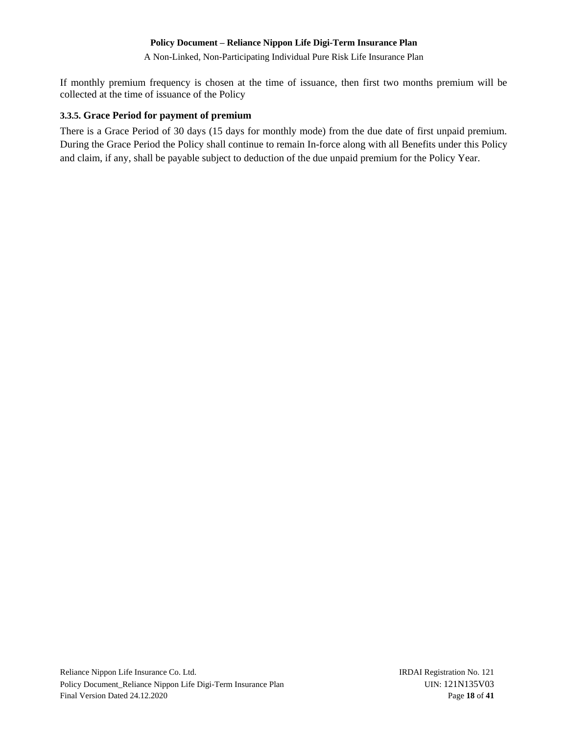If monthly premium frequency is chosen at the time of issuance, then first two months premium will be collected at the time of issuance of the Policy

#### 3.3.5. Grace Period for payment of premium

There is a Grace Period of 30 days (15 days for monthly mode) from the due date of first unpaid premium. During the Grace Period the Policy shall continue to remain In-force along with all Benefits under this Policy and claim, if any, shall be payable subject to deduction of the due unpaid premium for the Policy Year.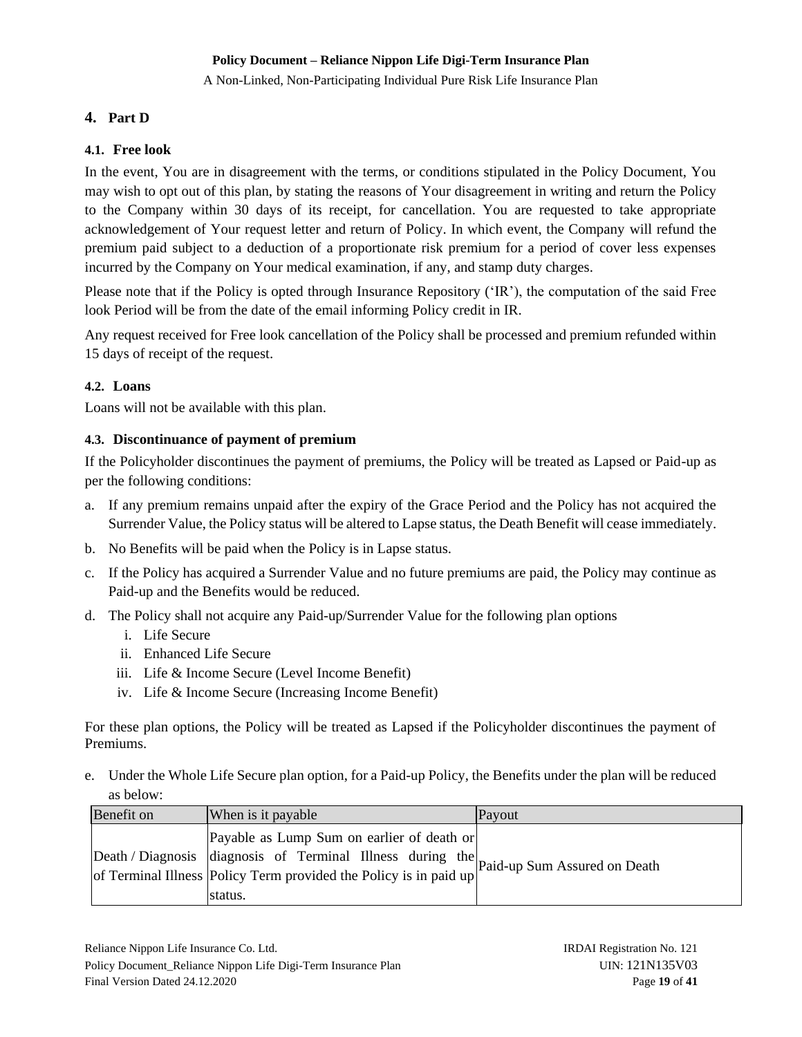## 4. Part D

### 4.1. Free look

In the event, You are in disagreement with the terms, or conditions stipulated in the Policy Document, You may wish to opt out of this plan, by stating the reasons of Your disagreement in writing and return the Policy to the Company within 30 days of its receipt, for cancellation. You are requested to take appropriate acknowledgement of Your request letter and return of Policy. In which event, the Company will refund the premium paid subject to a deduction of a proportionate risk premium for a period of cover less expenses incurred by the Company on Your medical examination, if any, and stamp duty charges.

Please note that if the Policy is opted through Insurance Repository ('IR'), the computation of the said Free look Period will be from the date of the email informing Policy credit in IR.

Any request received for Free look cancellation of the Policy shall be processed and premium refunded within 15 days of receipt of the request.

### 4.2. Loans

Loans will not be available with this plan.

### 4.3. Discontinuance of payment of premium

If the Policyholder discontinues the payment of premiums, the Policy will be treated as Lapsed or Paid-up as per the following conditions:

a. If any premium remains unpaid after the expiry of the Grace Period and the Policy has not acquired the Surrender Value, the Policy status will be altered to Lapse status, the Death Benefit will cease immediately.

b. No Benefits will be paid when the Policy is in Lapse status.

c. If the Policy has acquired a Surrender Value and no future premiums are paid, the Policy may continue as Paid-up and the Benefits would be reduced.

d. The Policy shall not acquire any Paid-up/Surrender Value for the following plan options
   i. Life Secure
   ii. Enhanced Life Secure
   iii. Life & Income Secure (Level Income Benefit)
   iv. Life & Income Secure (Increasing Income Benefit)

For these plan options, the Policy will be treated as Lapsed if the Policyholder discontinues the payment of Premiums.

e. Under the Whole Life Secure plan option, for a Paid-up Policy, the Benefits under the plan will be reduced as below:

| Benefit on | When is it payable | Payout |
|---|---|---|
| Death / Diagnosis of Terminal Illness | Payable as Lump Sum on earlier of death or diagnosis of Terminal Illness during the Policy Term provided the Policy is in paid up status. | Paid-up Sum Assured on Death |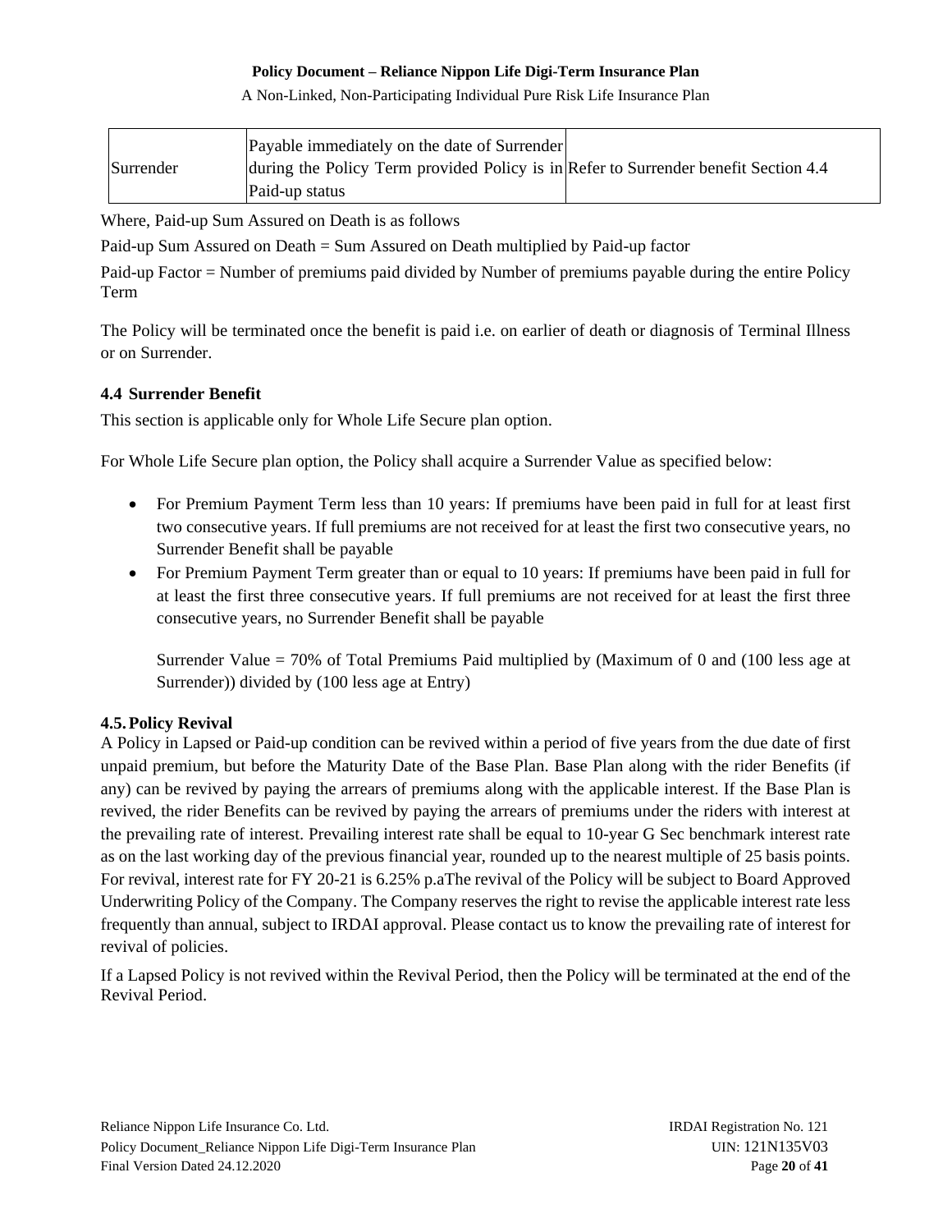| | | |
|---|---|---|
| Surrender | Payable immediately on the date of Surrender during the Policy Term provided Policy is in Paid-up status | Refer to Surrender benefit Section 4.4 |

Where, Paid-up Sum Assured on Death is as follows

Paid-up Sum Assured on Death = Sum Assured on Death multiplied by Paid-up factor

Paid-up Factor = Number of premiums paid divided by Number of premiums payable during the entire Policy Term

The Policy will be terminated once the benefit is paid i.e. on earlier of death or diagnosis of Terminal Illness or on Surrender.

### 4.4 Surrender Benefit

This section is applicable only for Whole Life Secure plan option.

For Whole Life Secure plan option, the Policy shall acquire a Surrender Value as specified below:

- For Premium Payment Term less than 10 years: If premiums have been paid in full for at least first two consecutive years. If full premiums are not received for at least the first two consecutive years, no Surrender Benefit shall be payable
- For Premium Payment Term greater than or equal to 10 years: If premiums have been paid in full for at least the first three consecutive years. If full premiums are not received for at least the first three consecutive years, no Surrender Benefit shall be payable

  Surrender Value = 70% of Total Premiums Paid multiplied by (Maximum of 0 and (100 less age at Surrender)) divided by (100 less age at Entry)

### 4.5. Policy Revival

A Policy in Lapsed or Paid-up condition can be revived within a period of five years from the due date of first unpaid premium, but before the Maturity Date of the Base Plan. Base Plan along with the rider Benefits (if any) can be revived by paying the arrears of premiums along with the applicable interest. If the Base Plan is revived, the rider Benefits can be revived by paying the arrears of premiums under the riders with interest at the prevailing rate of interest. Prevailing interest rate shall be equal to 10-year G Sec benchmark interest rate as on the last working day of the previous financial year, rounded up to the nearest multiple of 25 basis points. For revival, interest rate for FY 20-21 is 6.25% p.aThe revival of the Policy will be subject to Board Approved Underwriting Policy of the Company. The Company reserves the right to revise the applicable interest rate less frequently than annual, subject to IRDAI approval. Please contact us to know the prevailing rate of interest for revival of policies.

If a Lapsed Policy is not revived within the Revival Period, then the Policy will be terminated at the end of the Revival Period.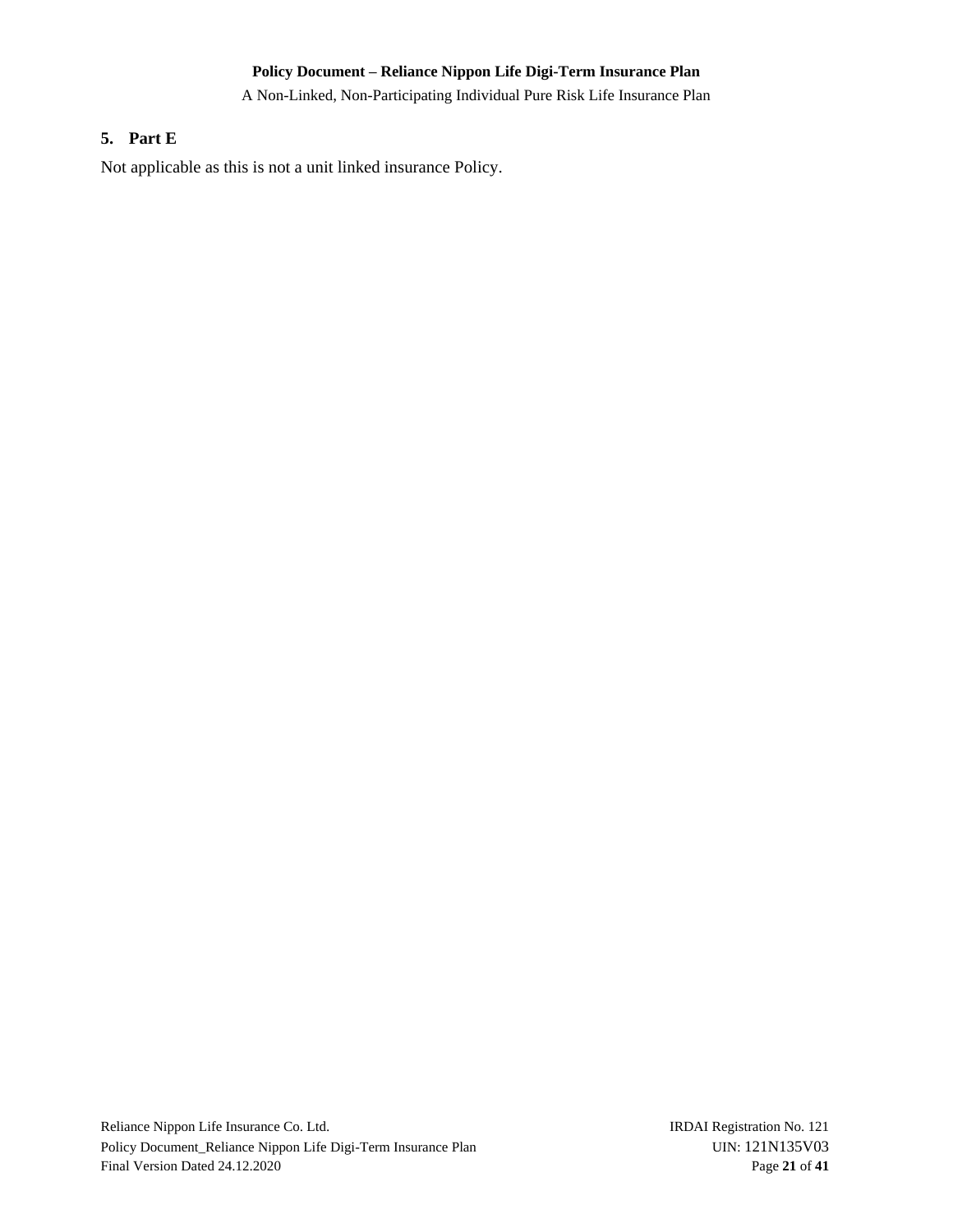## 5. Part E

Not applicable as this is not a unit linked insurance Policy.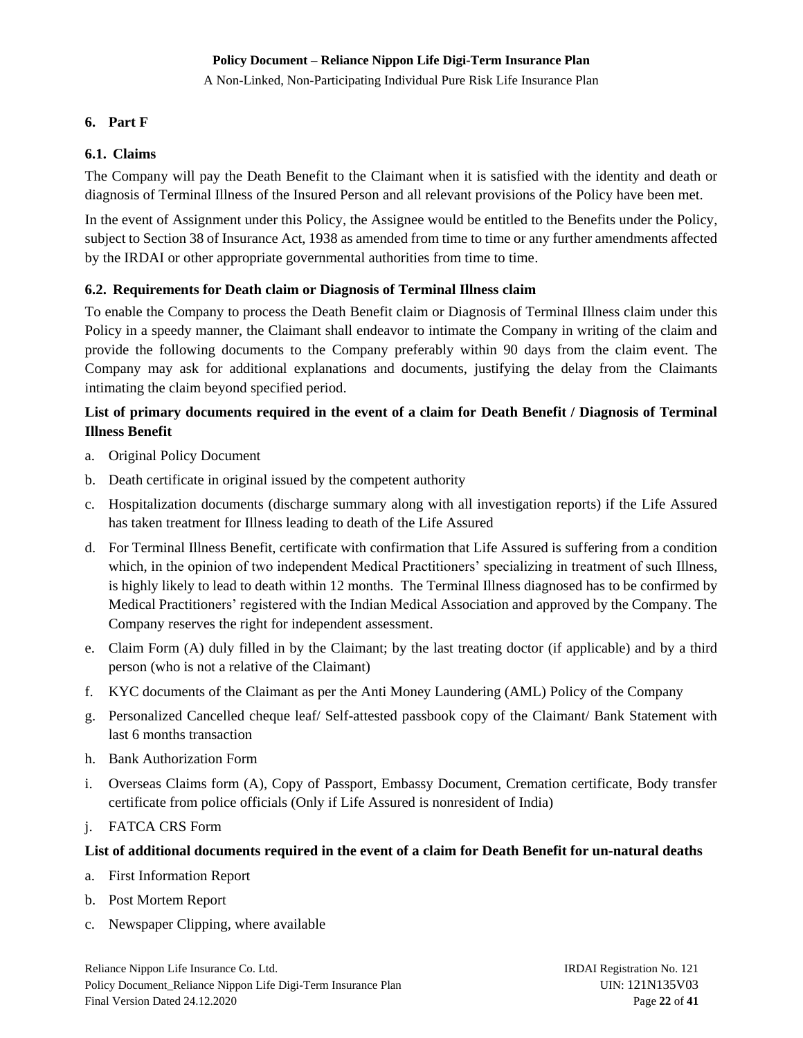## 6. Part F

### 6.1. Claims

The Company will pay the Death Benefit to the Claimant when it is satisfied with the identity and death or diagnosis of Terminal Illness of the Insured Person and all relevant provisions of the Policy have been met.

In the event of Assignment under this Policy, the Assignee would be entitled to the Benefits under the Policy, subject to Section 38 of Insurance Act, 1938 as amended from time to time or any further amendments affected by the IRDAI or other appropriate governmental authorities from time to time.

### 6.2. Requirements for Death claim or Diagnosis of Terminal Illness claim

To enable the Company to process the Death Benefit claim or Diagnosis of Terminal Illness claim under this Policy in a speedy manner, the Claimant shall endeavor to intimate the Company in writing of the claim and provide the following documents to the Company preferably within 90 days from the claim event. The Company may ask for additional explanations and documents, justifying the delay from the Claimants intimating the claim beyond specified period.

**List of primary documents required in the event of a claim for Death Benefit / Diagnosis of Terminal Illness Benefit**

a. Original Policy Document
b. Death certificate in original issued by the competent authority
c. Hospitalization documents (discharge summary along with all investigation reports) if the Life Assured has taken treatment for Illness leading to death of the Life Assured
d. For Terminal Illness Benefit, certificate with confirmation that Life Assured is suffering from a condition which, in the opinion of two independent Medical Practitioners' specializing in treatment of such Illness, is highly likely to lead to death within 12 months. The Terminal Illness diagnosed has to be confirmed by Medical Practitioners' registered with the Indian Medical Association and approved by the Company. The Company reserves the right for independent assessment.
e. Claim Form (A) duly filled in by the Claimant; by the last treating doctor (if applicable) and by a third person (who is not a relative of the Claimant)
f. KYC documents of the Claimant as per the Anti Money Laundering (AML) Policy of the Company
g. Personalized Cancelled cheque leaf/ Self-attested passbook copy of the Claimant/ Bank Statement with last 6 months transaction
h. Bank Authorization Form
i. Overseas Claims form (A), Copy of Passport, Embassy Document, Cremation certificate, Body transfer certificate from police officials (Only if Life Assured is nonresident of India)
j. FATCA CRS Form

**List of additional documents required in the event of a claim for Death Benefit for un-natural deaths**

a. First Information Report
b. Post Mortem Report
c. Newspaper Clipping, where available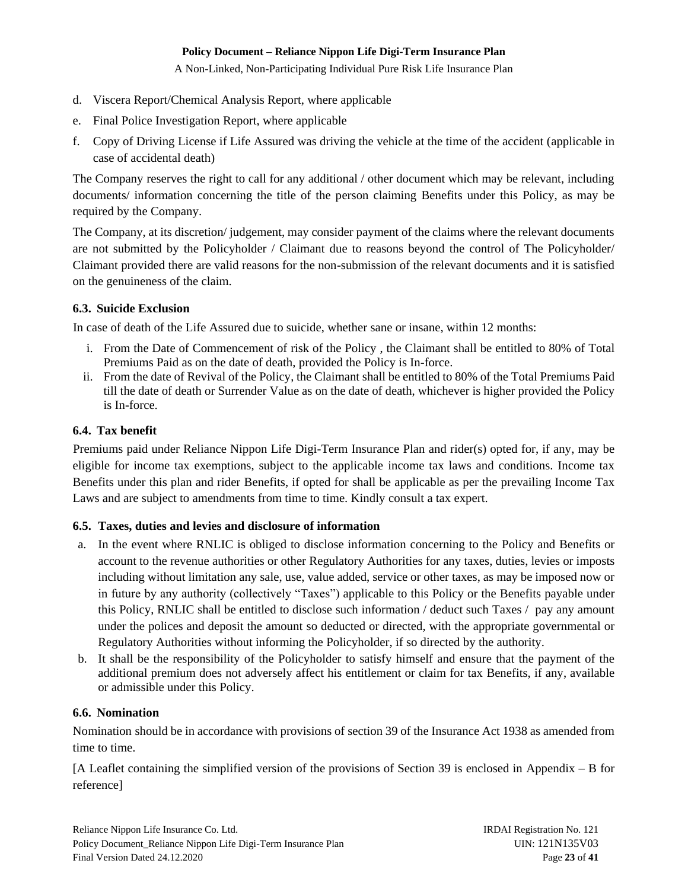d. Viscera Report/Chemical Analysis Report, where applicable

e. Final Police Investigation Report, where applicable

f. Copy of Driving License if Life Assured was driving the vehicle at the time of the accident (applicable in case of accidental death)

The Company reserves the right to call for any additional / other document which may be relevant, including documents/ information concerning the title of the person claiming Benefits under this Policy, as may be required by the Company.

The Company, at its discretion/ judgement, may consider payment of the claims where the relevant documents are not submitted by the Policyholder / Claimant due to reasons beyond the control of The Policyholder/ Claimant provided there are valid reasons for the non-submission of the relevant documents and it is satisfied on the genuineness of the claim.

### 6.3. Suicide Exclusion

In case of death of the Life Assured due to suicide, whether sane or insane, within 12 months:

i. From the Date of Commencement of risk of the Policy , the Claimant shall be entitled to 80% of Total Premiums Paid as on the date of death, provided the Policy is In-force.

ii. From the date of Revival of the Policy, the Claimant shall be entitled to 80% of the Total Premiums Paid till the date of death or Surrender Value as on the date of death, whichever is higher provided the Policy is In-force.

### 6.4. Tax benefit

Premiums paid under Reliance Nippon Life Digi-Term Insurance Plan and rider(s) opted for, if any, may be eligible for income tax exemptions, subject to the applicable income tax laws and conditions. Income tax Benefits under this plan and rider Benefits, if opted for shall be applicable as per the prevailing Income Tax Laws and are subject to amendments from time to time. Kindly consult a tax expert.

### 6.5. Taxes, duties and levies and disclosure of information

a. In the event where RNLIC is obliged to disclose information concerning to the Policy and Benefits or account to the revenue authorities or other Regulatory Authorities for any taxes, duties, levies or imposts including without limitation any sale, use, value added, service or other taxes, as may be imposed now or in future by any authority (collectively "Taxes") applicable to this Policy or the Benefits payable under this Policy, RNLIC shall be entitled to disclose such information / deduct such Taxes / pay any amount under the polices and deposit the amount so deducted or directed, with the appropriate governmental or Regulatory Authorities without informing the Policyholder, if so directed by the authority.

b. It shall be the responsibility of the Policyholder to satisfy himself and ensure that the payment of the additional premium does not adversely affect his entitlement or claim for tax Benefits, if any, available or admissible under this Policy.

### 6.6. Nomination

Nomination should be in accordance with provisions of section 39 of the Insurance Act 1938 as amended from time to time.

[A Leaflet containing the simplified version of the provisions of Section 39 is enclosed in Appendix – B for reference]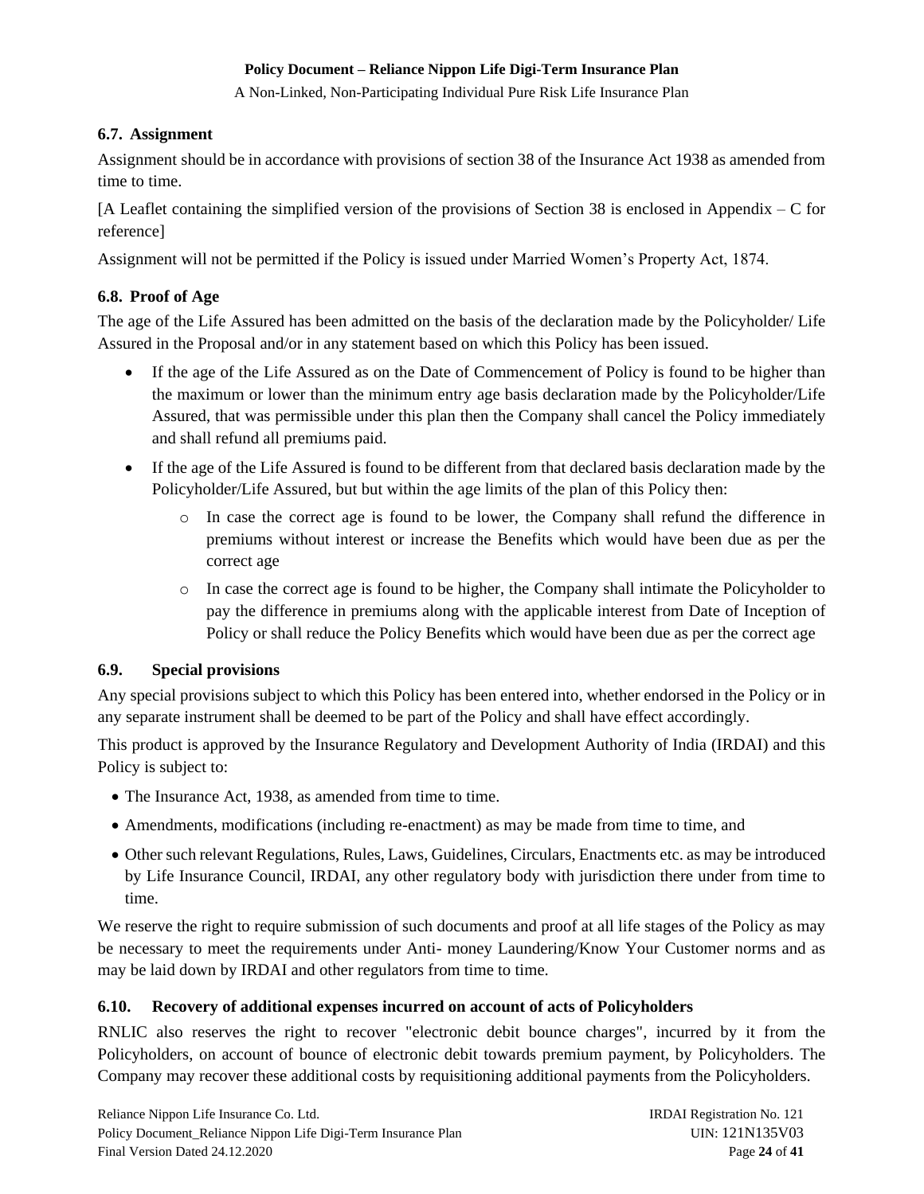### 6.7. Assignment

Assignment should be in accordance with provisions of section 38 of the Insurance Act 1938 as amended from time to time.

[A Leaflet containing the simplified version of the provisions of Section 38 is enclosed in Appendix – C for reference]

Assignment will not be permitted if the Policy is issued under Married Women's Property Act, 1874.

### 6.8. Proof of Age

The age of the Life Assured has been admitted on the basis of the declaration made by the Policyholder/ Life Assured in the Proposal and/or in any statement based on which this Policy has been issued.

- If the age of the Life Assured as on the Date of Commencement of Policy is found to be higher than the maximum or lower than the minimum entry age basis declaration made by the Policyholder/Life Assured, that was permissible under this plan then the Company shall cancel the Policy immediately and shall refund all premiums paid.
- If the age of the Life Assured is found to be different from that declared basis declaration made by the Policyholder/Life Assured, but but within the age limits of the plan of this Policy then:
  - In case the correct age is found to be lower, the Company shall refund the difference in premiums without interest or increase the Benefits which would have been due as per the correct age
  - In case the correct age is found to be higher, the Company shall intimate the Policyholder to pay the difference in premiums along with the applicable interest from Date of Inception of Policy or shall reduce the Policy Benefits which would have been due as per the correct age

### 6.9. Special provisions

Any special provisions subject to which this Policy has been entered into, whether endorsed in the Policy or in any separate instrument shall be deemed to be part of the Policy and shall have effect accordingly.

This product is approved by the Insurance Regulatory and Development Authority of India (IRDAI) and this Policy is subject to:

- The Insurance Act, 1938, as amended from time to time.
- Amendments, modifications (including re-enactment) as may be made from time to time, and
- Other such relevant Regulations, Rules, Laws, Guidelines, Circulars, Enactments etc. as may be introduced by Life Insurance Council, IRDAI, any other regulatory body with jurisdiction there under from time to time.

We reserve the right to require submission of such documents and proof at all life stages of the Policy as may be necessary to meet the requirements under Anti- money Laundering/Know Your Customer norms and as may be laid down by IRDAI and other regulators from time to time.

### 6.10. Recovery of additional expenses incurred on account of acts of Policyholders

RNLIC also reserves the right to recover "electronic debit bounce charges", incurred by it from the Policyholders, on account of bounce of electronic debit towards premium payment, by Policyholders. The Company may recover these additional costs by requisitioning additional payments from the Policyholders.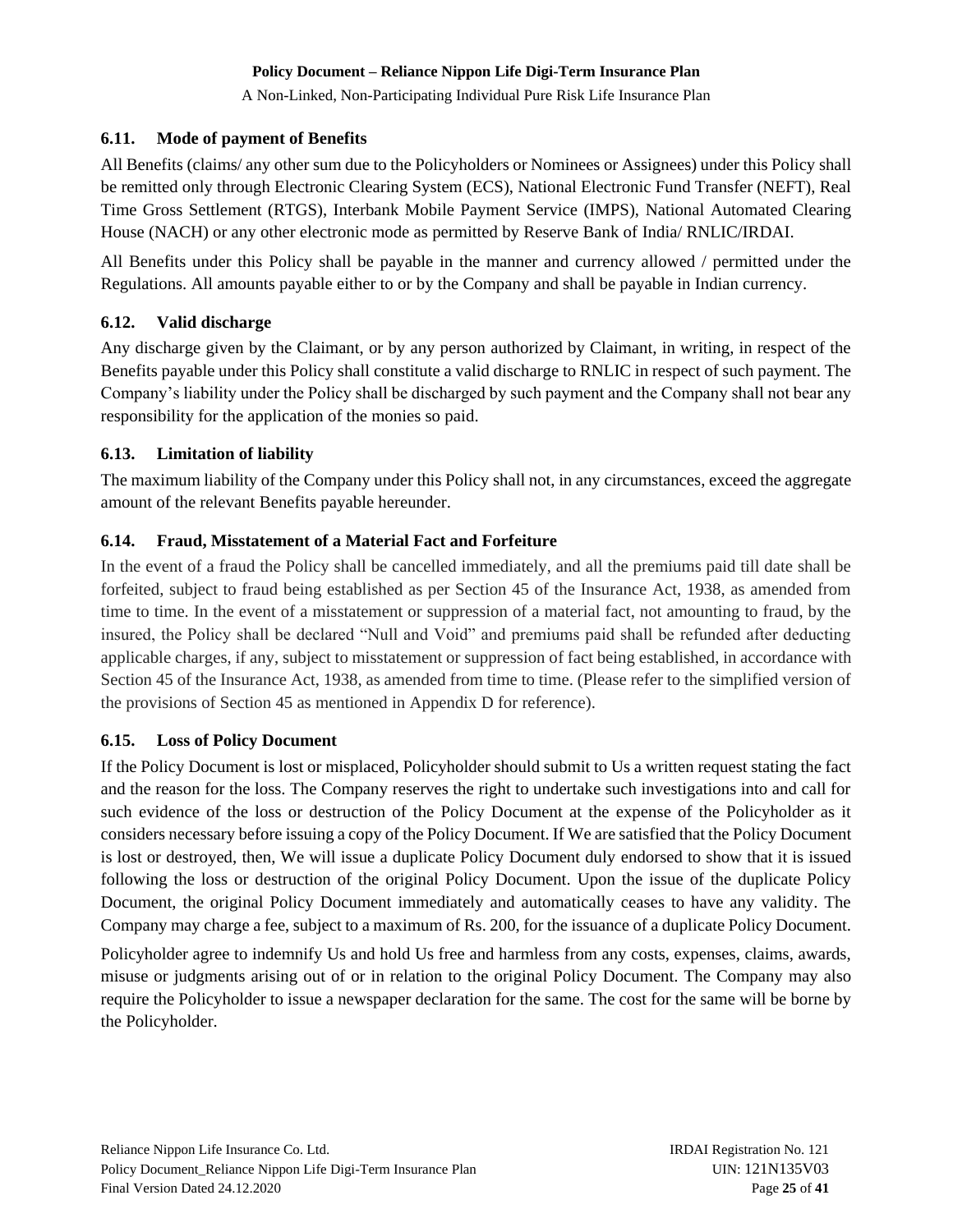### 6.11. Mode of payment of Benefits

All Benefits (claims/ any other sum due to the Policyholders or Nominees or Assignees) under this Policy shall be remitted only through Electronic Clearing System (ECS), National Electronic Fund Transfer (NEFT), Real Time Gross Settlement (RTGS), Interbank Mobile Payment Service (IMPS), National Automated Clearing House (NACH) or any other electronic mode as permitted by Reserve Bank of India/ RNLIC/IRDAI.

All Benefits under this Policy shall be payable in the manner and currency allowed / permitted under the Regulations. All amounts payable either to or by the Company and shall be payable in Indian currency.

### 6.12. Valid discharge

Any discharge given by the Claimant, or by any person authorized by Claimant, in writing, in respect of the Benefits payable under this Policy shall constitute a valid discharge to RNLIC in respect of such payment. The Company's liability under the Policy shall be discharged by such payment and the Company shall not bear any responsibility for the application of the monies so paid.

### 6.13. Limitation of liability

The maximum liability of the Company under this Policy shall not, in any circumstances, exceed the aggregate amount of the relevant Benefits payable hereunder.

### 6.14. Fraud, Misstatement of a Material Fact and Forfeiture

In the event of a fraud the Policy shall be cancelled immediately, and all the premiums paid till date shall be forfeited, subject to fraud being established as per Section 45 of the Insurance Act, 1938, as amended from time to time. In the event of a misstatement or suppression of a material fact, not amounting to fraud, by the insured, the Policy shall be declared "Null and Void" and premiums paid shall be refunded after deducting applicable charges, if any, subject to misstatement or suppression of fact being established, in accordance with Section 45 of the Insurance Act, 1938, as amended from time to time. (Please refer to the simplified version of the provisions of Section 45 as mentioned in Appendix D for reference).

### 6.15. Loss of Policy Document

If the Policy Document is lost or misplaced, Policyholder should submit to Us a written request stating the fact and the reason for the loss. The Company reserves the right to undertake such investigations into and call for such evidence of the loss or destruction of the Policy Document at the expense of the Policyholder as it considers necessary before issuing a copy of the Policy Document. If We are satisfied that the Policy Document is lost or destroyed, then, We will issue a duplicate Policy Document duly endorsed to show that it is issued following the loss or destruction of the original Policy Document. Upon the issue of the duplicate Policy Document, the original Policy Document immediately and automatically ceases to have any validity. The Company may charge a fee, subject to a maximum of Rs. 200, for the issuance of a duplicate Policy Document.

Policyholder agree to indemnify Us and hold Us free and harmless from any costs, expenses, claims, awards, misuse or judgments arising out of or in relation to the original Policy Document. The Company may also require the Policyholder to issue a newspaper declaration for the same. The cost for the same will be borne by the Policyholder.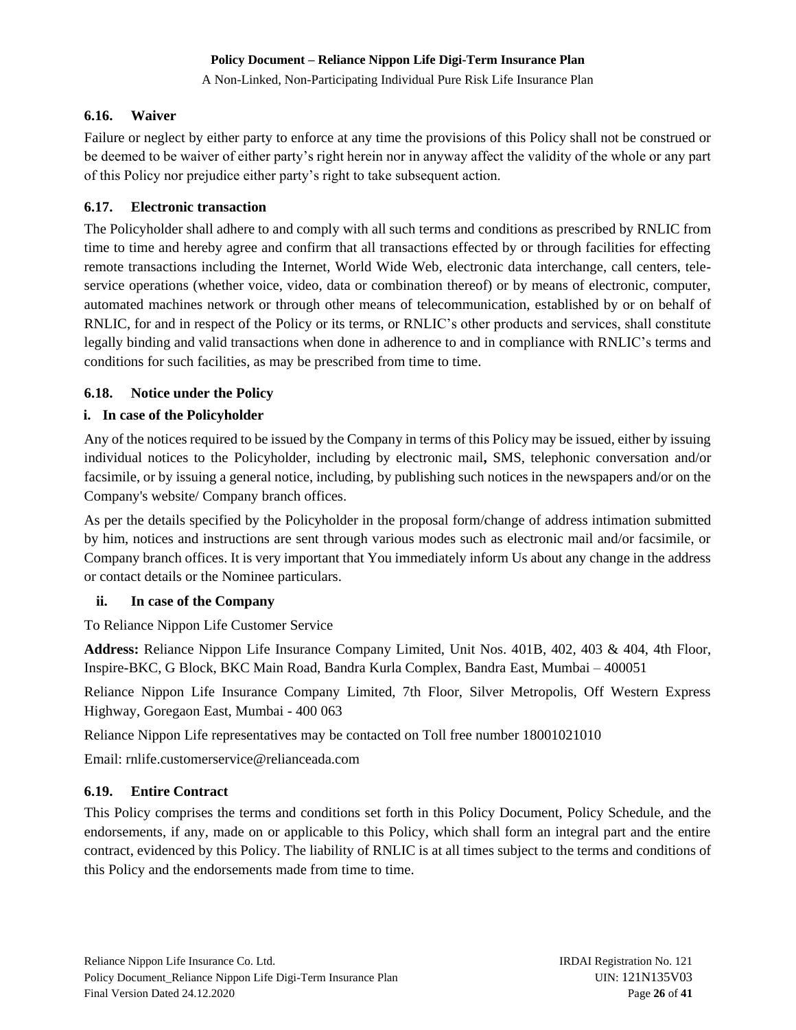### 6.16. Waiver

Failure or neglect by either party to enforce at any time the provisions of this Policy shall not be construed or be deemed to be waiver of either party's right herein nor in anyway affect the validity of the whole or any part of this Policy nor prejudice either party's right to take subsequent action.

### 6.17. Electronic transaction

The Policyholder shall adhere to and comply with all such terms and conditions as prescribed by RNLIC from time to time and hereby agree and confirm that all transactions effected by or through facilities for effecting remote transactions including the Internet, World Wide Web, electronic data interchange, call centers, tele-service operations (whether voice, video, data or combination thereof) or by means of electronic, computer, automated machines network or through other means of telecommunication, established by or on behalf of RNLIC, for and in respect of the Policy or its terms, or RNLIC's other products and services, shall constitute legally binding and valid transactions when done in adherence to and in compliance with RNLIC's terms and conditions for such facilities, as may be prescribed from time to time.

### 6.18. Notice under the Policy

**i. In case of the Policyholder**

Any of the notices required to be issued by the Company in terms of this Policy may be issued, either by issuing individual notices to the Policyholder, including by electronic mail**,** SMS, telephonic conversation and/or facsimile, or by issuing a general notice, including, by publishing such notices in the newspapers and/or on the Company's website/ Company branch offices.

As per the details specified by the Policyholder in the proposal form/change of address intimation submitted by him, notices and instructions are sent through various modes such as electronic mail and/or facsimile, or Company branch offices. It is very important that You immediately inform Us about any change in the address or contact details or the Nominee particulars.

**ii. In case of the Company**

To Reliance Nippon Life Customer Service

**Address:** Reliance Nippon Life Insurance Company Limited, Unit Nos. 401B, 402, 403 & 404, 4th Floor, Inspire-BKC, G Block, BKC Main Road, Bandra Kurla Complex, Bandra East, Mumbai – 400051

Reliance Nippon Life Insurance Company Limited, 7th Floor, Silver Metropolis, Off Western Express Highway, Goregaon East, Mumbai - 400 063

Reliance Nippon Life representatives may be contacted on Toll free number 18001021010

Email: rnlife.customerservice@relianceada.com

### 6.19. Entire Contract

This Policy comprises the terms and conditions set forth in this Policy Document, Policy Schedule, and the endorsements, if any, made on or applicable to this Policy, which shall form an integral part and the entire contract, evidenced by this Policy. The liability of RNLIC is at all times subject to the terms and conditions of this Policy and the endorsements made from time to time.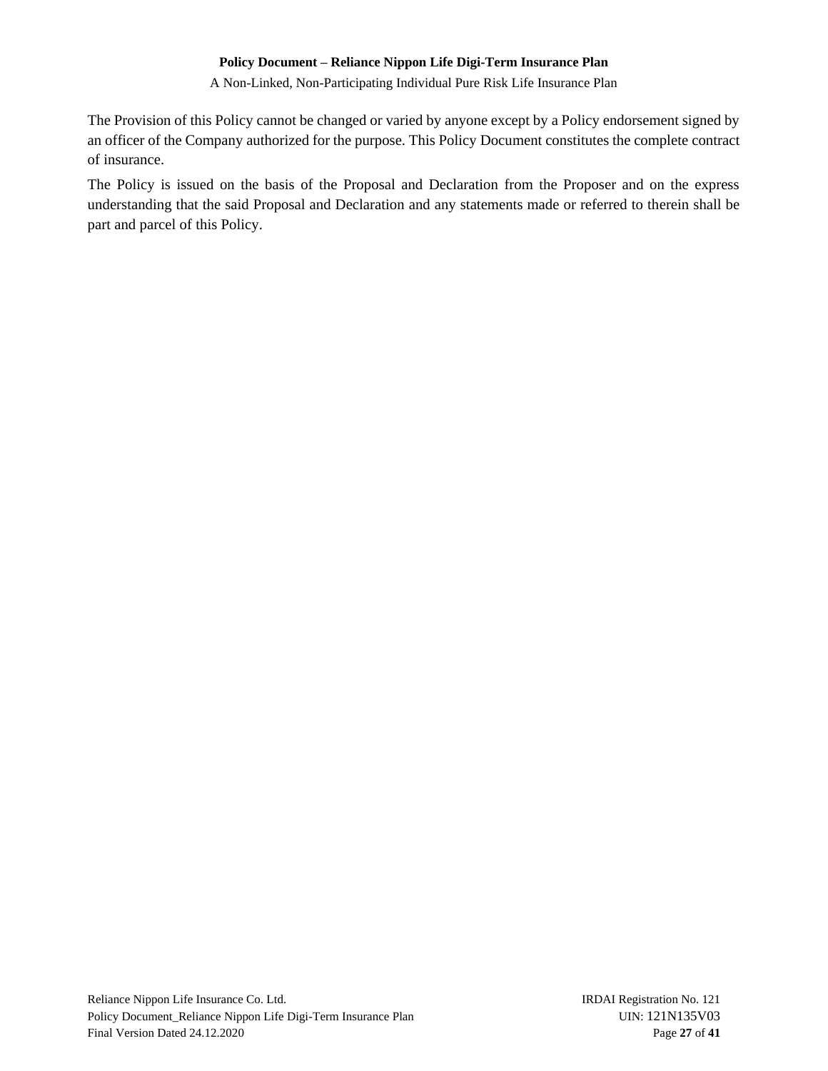The Provision of this Policy cannot be changed or varied by anyone except by a Policy endorsement signed by an officer of the Company authorized for the purpose. This Policy Document constitutes the complete contract of insurance.

The Policy is issued on the basis of the Proposal and Declaration from the Proposer and on the express understanding that the said Proposal and Declaration and any statements made or referred to therein shall be part and parcel of this Policy.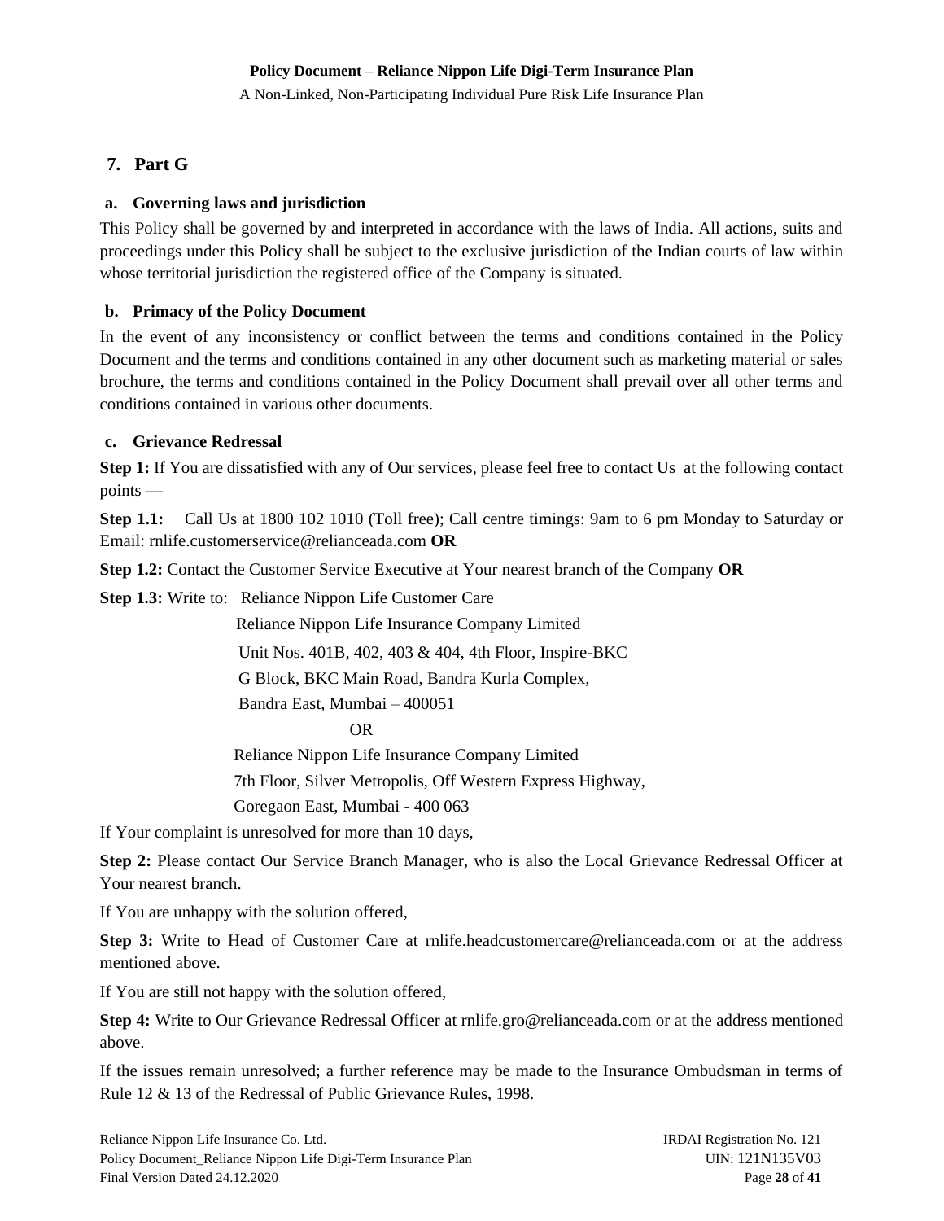## 7. Part G

### a. Governing laws and jurisdiction

This Policy shall be governed by and interpreted in accordance with the laws of India. All actions, suits and proceedings under this Policy shall be subject to the exclusive jurisdiction of the Indian courts of law within whose territorial jurisdiction the registered office of the Company is situated.

### b. Primacy of the Policy Document

In the event of any inconsistency or conflict between the terms and conditions contained in the Policy Document and the terms and conditions contained in any other document such as marketing material or sales brochure, the terms and conditions contained in the Policy Document shall prevail over all other terms and conditions contained in various other documents.

### c. Grievance Redressal

**Step 1:** If You are dissatisfied with any of Our services, please feel free to contact Us at the following contact points —

**Step 1.1:** Call Us at 1800 102 1010 (Toll free); Call centre timings: 9am to 6 pm Monday to Saturday or Email: rnlife.customerservice@relianceada.com **OR**

**Step 1.2:** Contact the Customer Service Executive at Your nearest branch of the Company **OR**

**Step 1.3:** Write to: Reliance Nippon Life Customer Care
Reliance Nippon Life Insurance Company Limited
Unit Nos. 401B, 402, 403 & 404, 4th Floor, Inspire-BKC
G Block, BKC Main Road, Bandra Kurla Complex,
Bandra East, Mumbai – 400051

OR

Reliance Nippon Life Insurance Company Limited
7th Floor, Silver Metropolis, Off Western Express Highway,
Goregaon East, Mumbai - 400 063

If Your complaint is unresolved for more than 10 days,

**Step 2:** Please contact Our Service Branch Manager, who is also the Local Grievance Redressal Officer at Your nearest branch.

If You are unhappy with the solution offered,

**Step 3:** Write to Head of Customer Care at rnlife.headcustomercare@relianceada.com or at the address mentioned above.

If You are still not happy with the solution offered,

**Step 4:** Write to Our Grievance Redressal Officer at rnlife.gro@relianceada.com or at the address mentioned above.

If the issues remain unresolved; a further reference may be made to the Insurance Ombudsman in terms of Rule 12 & 13 of the Redressal of Public Grievance Rules, 1998.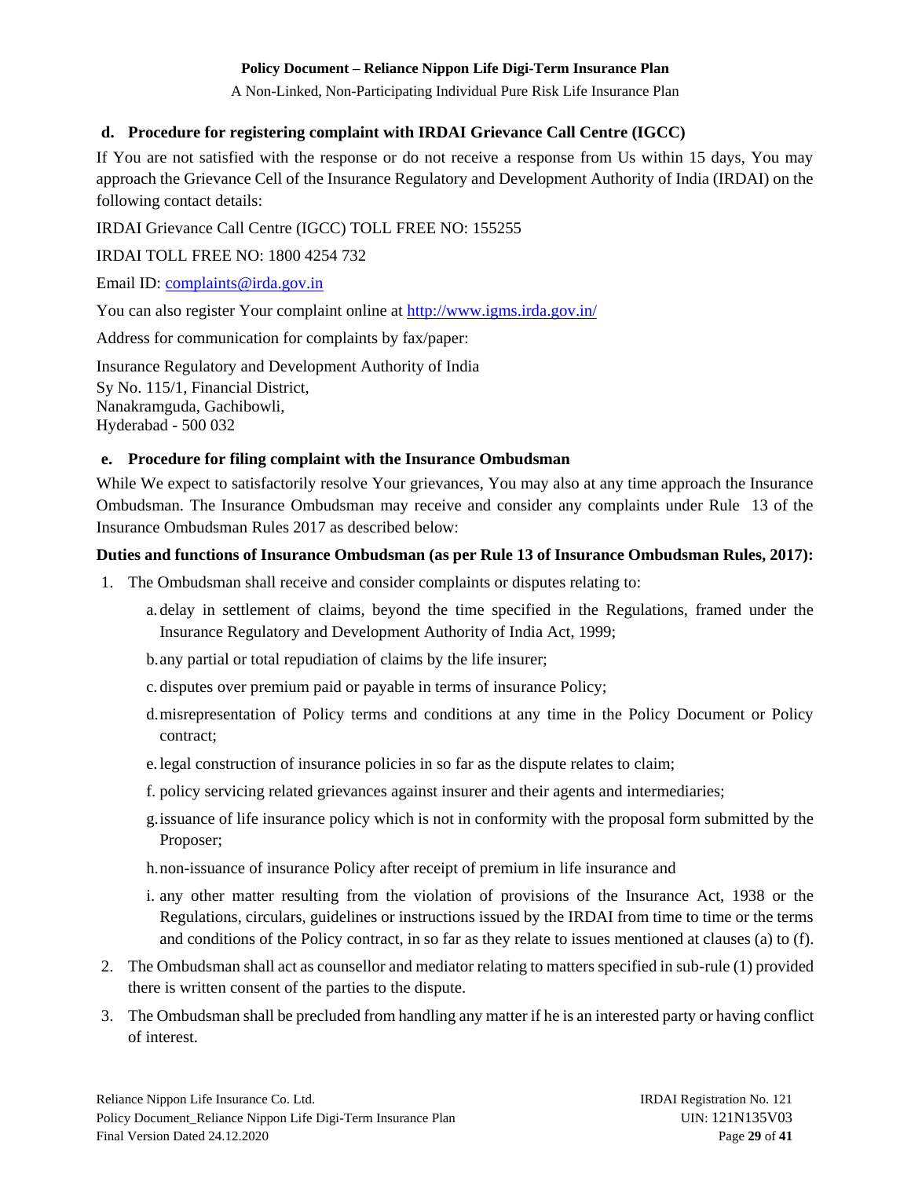### d. Procedure for registering complaint with IRDAI Grievance Call Centre (IGCC)

If You are not satisfied with the response or do not receive a response from Us within 15 days, You may approach the Grievance Cell of the Insurance Regulatory and Development Authority of India (IRDAI) on the following contact details:

IRDAI Grievance Call Centre (IGCC) TOLL FREE NO: 155255

IRDAI TOLL FREE NO: 1800 4254 732

Email ID: complaints@irda.gov.in

You can also register Your complaint online at http://www.igms.irda.gov.in/

Address for communication for complaints by fax/paper:

Insurance Regulatory and Development Authority of India
Sy No. 115/1, Financial District,
Nanakramguda, Gachibowli,
Hyderabad - 500 032

### e. Procedure for filing complaint with the Insurance Ombudsman

While We expect to satisfactorily resolve Your grievances, You may also at any time approach the Insurance Ombudsman. The Insurance Ombudsman may receive and consider any complaints under Rule 13 of the Insurance Ombudsman Rules 2017 as described below:

**Duties and functions of Insurance Ombudsman (as per Rule 13 of Insurance Ombudsman Rules, 2017):**

1. The Ombudsman shall receive and consider complaints or disputes relating to:
   a. delay in settlement of claims, beyond the time specified in the Regulations, framed under the Insurance Regulatory and Development Authority of India Act, 1999;
   b. any partial or total repudiation of claims by the life insurer;
   c. disputes over premium paid or payable in terms of insurance Policy;
   d. misrepresentation of Policy terms and conditions at any time in the Policy Document or Policy contract;
   e. legal construction of insurance policies in so far as the dispute relates to claim;
   f. policy servicing related grievances against insurer and their agents and intermediaries;
   g. issuance of life insurance policy which is not in conformity with the proposal form submitted by the Proposer;
   h. non-issuance of insurance Policy after receipt of premium in life insurance and
   i. any other matter resulting from the violation of provisions of the Insurance Act, 1938 or the Regulations, circulars, guidelines or instructions issued by the IRDAI from time to time or the terms and conditions of the Policy contract, in so far as they relate to issues mentioned at clauses (a) to (f).
2. The Ombudsman shall act as counsellor and mediator relating to matters specified in sub-rule (1) provided there is written consent of the parties to the dispute.
3. The Ombudsman shall be precluded from handling any matter if he is an interested party or having conflict of interest.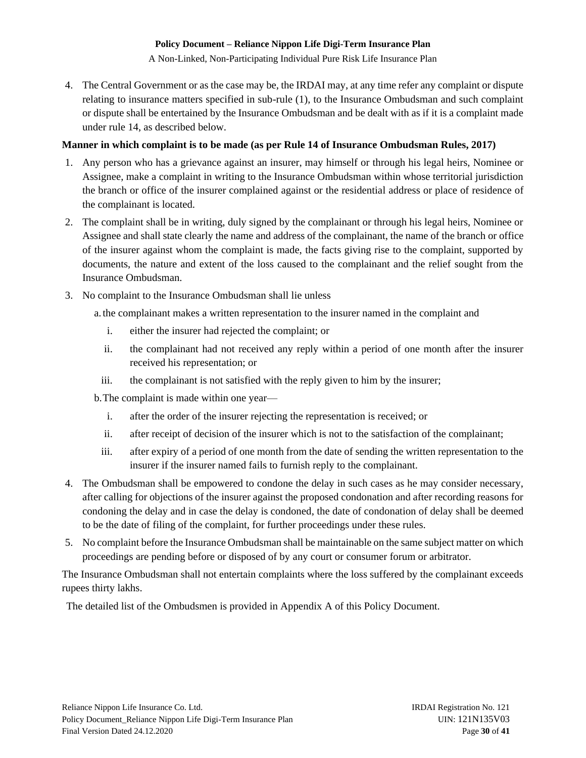4. The Central Government or as the case may be, the IRDAI may, at any time refer any complaint or dispute relating to insurance matters specified in sub-rule (1), to the Insurance Ombudsman and such complaint or dispute shall be entertained by the Insurance Ombudsman and be dealt with as if it is a complaint made under rule 14, as described below.

**Manner in which complaint is to be made (as per Rule 14 of Insurance Ombudsman Rules, 2017)**

1. Any person who has a grievance against an insurer, may himself or through his legal heirs, Nominee or Assignee, make a complaint in writing to the Insurance Ombudsman within whose territorial jurisdiction the branch or office of the insurer complained against or the residential address or place of residence of the complainant is located.
2. The complaint shall be in writing, duly signed by the complainant or through his legal heirs, Nominee or Assignee and shall state clearly the name and address of the complainant, the name of the branch or office of the insurer against whom the complaint is made, the facts giving rise to the complaint, supported by documents, the nature and extent of the loss caused to the complainant and the relief sought from the Insurance Ombudsman.
3. No complaint to the Insurance Ombudsman shall lie unless
   a. the complainant makes a written representation to the insurer named in the complaint and
      i. either the insurer had rejected the complaint; or
      ii. the complainant had not received any reply within a period of one month after the insurer received his representation; or
      iii. the complainant is not satisfied with the reply given to him by the insurer;
   b. The complaint is made within one year—
      i. after the order of the insurer rejecting the representation is received; or
      ii. after receipt of decision of the insurer which is not to the satisfaction of the complainant;
      iii. after expiry of a period of one month from the date of sending the written representation to the insurer if the insurer named fails to furnish reply to the complainant.
4. The Ombudsman shall be empowered to condone the delay in such cases as he may consider necessary, after calling for objections of the insurer against the proposed condonation and after recording reasons for condoning the delay and in case the delay is condoned, the date of condonation of delay shall be deemed to be the date of filing of the complaint, for further proceedings under these rules.
5. No complaint before the Insurance Ombudsman shall be maintainable on the same subject matter on which proceedings are pending before or disposed of by any court or consumer forum or arbitrator.

The Insurance Ombudsman shall not entertain complaints where the loss suffered by the complainant exceeds rupees thirty lakhs.

The detailed list of the Ombudsmen is provided in Appendix A of this Policy Document.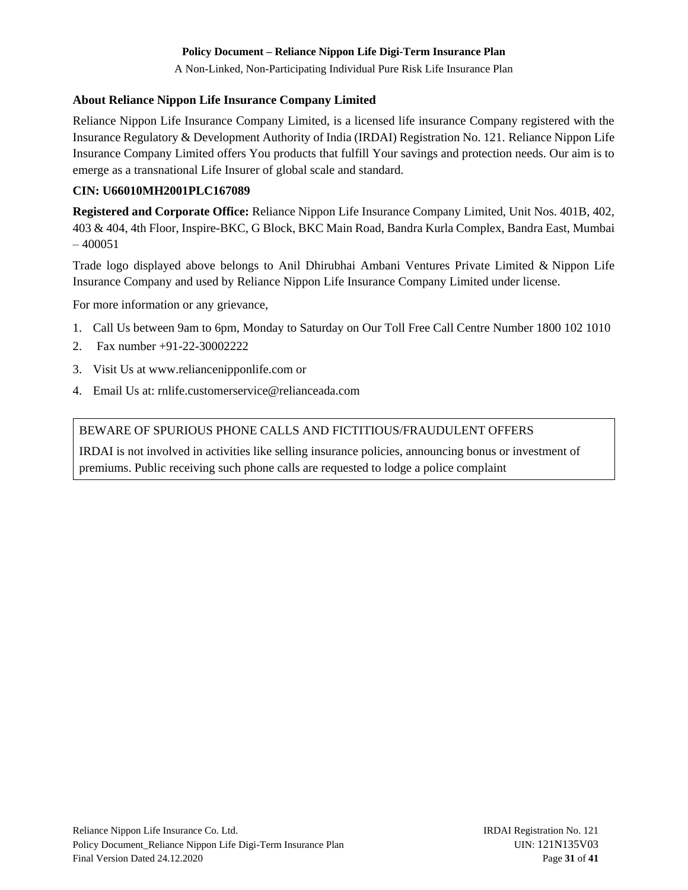## About Reliance Nippon Life Insurance Company Limited

Reliance Nippon Life Insurance Company Limited, is a licensed life insurance Company registered with the Insurance Regulatory & Development Authority of India (IRDAI) Registration No. 121. Reliance Nippon Life Insurance Company Limited offers You products that fulfill Your savings and protection needs. Our aim is to emerge as a transnational Life Insurer of global scale and standard.

**CIN: U66010MH2001PLC167089**

**Registered and Corporate Office:** Reliance Nippon Life Insurance Company Limited, Unit Nos. 401B, 402, 403 & 404, 4th Floor, Inspire-BKC, G Block, BKC Main Road, Bandra Kurla Complex, Bandra East, Mumbai – 400051

Trade logo displayed above belongs to Anil Dhirubhai Ambani Ventures Private Limited & Nippon Life Insurance Company and used by Reliance Nippon Life Insurance Company Limited under license.

For more information or any grievance,

1. Call Us between 9am to 6pm, Monday to Saturday on Our Toll Free Call Centre Number 1800 102 1010
2. Fax number +91-22-30002222
3. Visit Us at www.reliancenipponlife.com or
4. Email Us at: rnlife.customerservice@relianceada.com

BEWARE OF SPURIOUS PHONE CALLS AND FICTITIOUS/FRAUDULENT OFFERS

IRDAI is not involved in activities like selling insurance policies, announcing bonus or investment of premiums. Public receiving such phone calls are requested to lodge a police complaint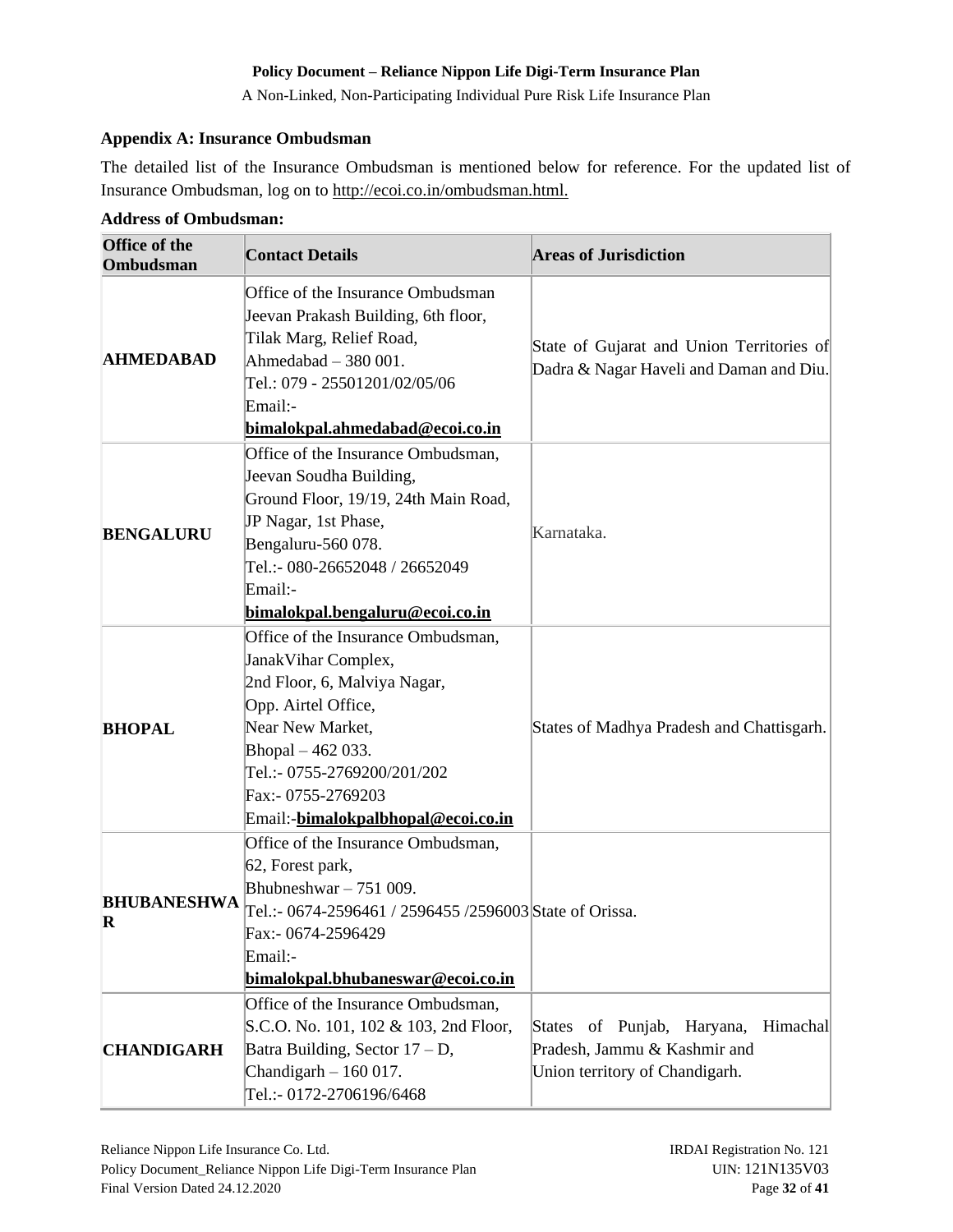## Appendix A: Insurance Ombudsman

The detailed list of the Insurance Ombudsman is mentioned below for reference. For the updated list of Insurance Ombudsman, log on to http://ecoi.co.in/ombudsman.html.

**Address of Ombudsman:**

| Office of the Ombudsman | Contact Details | Areas of Jurisdiction |
|---|---|---|
| **AHMEDABAD** | Office of the Insurance Ombudsman<br>Jeevan Prakash Building, 6th floor,<br>Tilak Marg, Relief Road,<br>Ahmedabad – 380 001.<br>Tel.: 079 - 25501201/02/05/06<br>Email:-<br>**bimalokpal.ahmedabad@ecoi.co.in** | State of Gujarat and Union Territories of Dadra & Nagar Haveli and Daman and Diu. |
| **BENGALURU** | Office of the Insurance Ombudsman,<br>Jeevan Soudha Building,<br>Ground Floor, 19/19, 24th Main Road,<br>JP Nagar, 1st Phase,<br>Bengaluru-560 078.<br>Tel.:- 080-26652048 / 26652049<br>Email:-<br>**bimalokpal.bengaluru@ecoi.co.in** | Karnataka. |
| **BHOPAL** | Office of the Insurance Ombudsman,<br>JanakVihar Complex,<br>2nd Floor, 6, Malviya Nagar,<br>Opp. Airtel Office,<br>Near New Market,<br>Bhopal – 462 033.<br>Tel.:- 0755-2769200/201/202<br>Fax:- 0755-2769203<br>Email:-**bimalokpalbhopal@ecoi.co.in** | States of Madhya Pradesh and Chattisgarh. |
| **BHUBANESHWAR** | Office of the Insurance Ombudsman,<br>62, Forest park,<br>Bhubneshwar – 751 009.<br>Tel.:- 0674-2596461 / 2596455 /2596003<br>Fax:- 0674-2596429<br>Email:-<br>**bimalokpal.bhubaneswar@ecoi.co.in** | State of Orissa. |
| **CHANDIGARH** | Office of the Insurance Ombudsman,<br>S.C.O. No. 101, 102 & 103, 2nd Floor,<br>Batra Building, Sector 17 – D,<br>Chandigarh – 160 017.<br>Tel.:- 0172-2706196/6468 | States of Punjab, Haryana, Himachal Pradesh, Jammu & Kashmir and Union territory of Chandigarh. |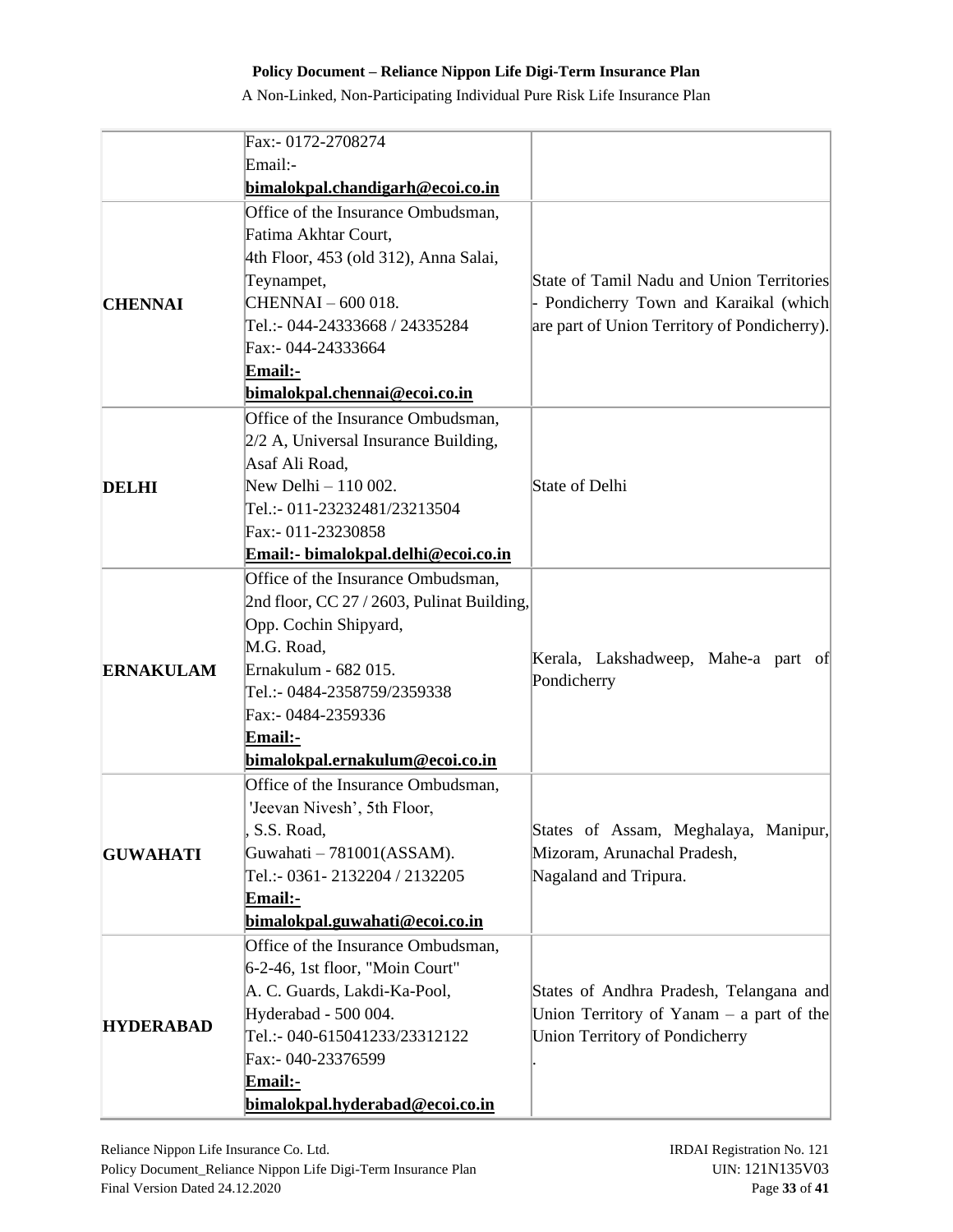| | | |
|---|---|---|
| | Fax:- 0172-2708274<br>Email:-<br>**bimalokpal.chandigarh@ecoi.co.in** | |
| **CHENNAI** | Office of the Insurance Ombudsman,<br>Fatima Akhtar Court,<br>4th Floor, 453 (old 312), Anna Salai,<br>Teynampet,<br>CHENNAI – 600 018.<br>Tel.:- 044-24333668 / 24335284<br>Fax:- 044-24333664<br>**Email:-**<br>**bimalokpal.chennai@ecoi.co.in** | State of Tamil Nadu and Union Territories - Pondicherry Town and Karaikal (which are part of Union Territory of Pondicherry). |
| **DELHI** | Office of the Insurance Ombudsman,<br>2/2 A, Universal Insurance Building,<br>Asaf Ali Road,<br>New Delhi – 110 002.<br>Tel.:- 011-23232481/23213504<br>Fax:- 011-23230858<br>**Email:- bimalokpal.delhi@ecoi.co.in** | State of Delhi |
| **ERNAKULAM** | Office of the Insurance Ombudsman,<br>2nd floor, CC 27 / 2603, Pulinat Building,<br>Opp. Cochin Shipyard,<br>M.G. Road,<br>Ernakulum - 682 015.<br>Tel.:- 0484-2358759/2359338<br>Fax:- 0484-2359336<br>**Email:-**<br>**bimalokpal.ernakulum@ecoi.co.in** | Kerala, Lakshadweep, Mahe-a part of Pondicherry |
| **GUWAHATI** | Office of the Insurance Ombudsman,<br>'Jeevan Nivesh', 5th Floor,<br>, S.S. Road,<br>Guwahati – 781001(ASSAM).<br>Tel.:- 0361- 2132204 / 2132205<br>**Email:-**<br>**bimalokpal.guwahati@ecoi.co.in** | States of Assam, Meghalaya, Manipur, Mizoram, Arunachal Pradesh, Nagaland and Tripura. |
| **HYDERABAD** | Office of the Insurance Ombudsman,<br>6-2-46, 1st floor, "Moin Court"<br>A. C. Guards, Lakdi-Ka-Pool,<br>Hyderabad - 500 004.<br>Tel.:- 040-615041233/23312122<br>Fax:- 040-23376599<br>**Email:-**<br>**bimalokpal.hyderabad@ecoi.co.in** | States of Andhra Pradesh, Telangana and Union Territory of Yanam – a part of the Union Territory of Pondicherry<br>. |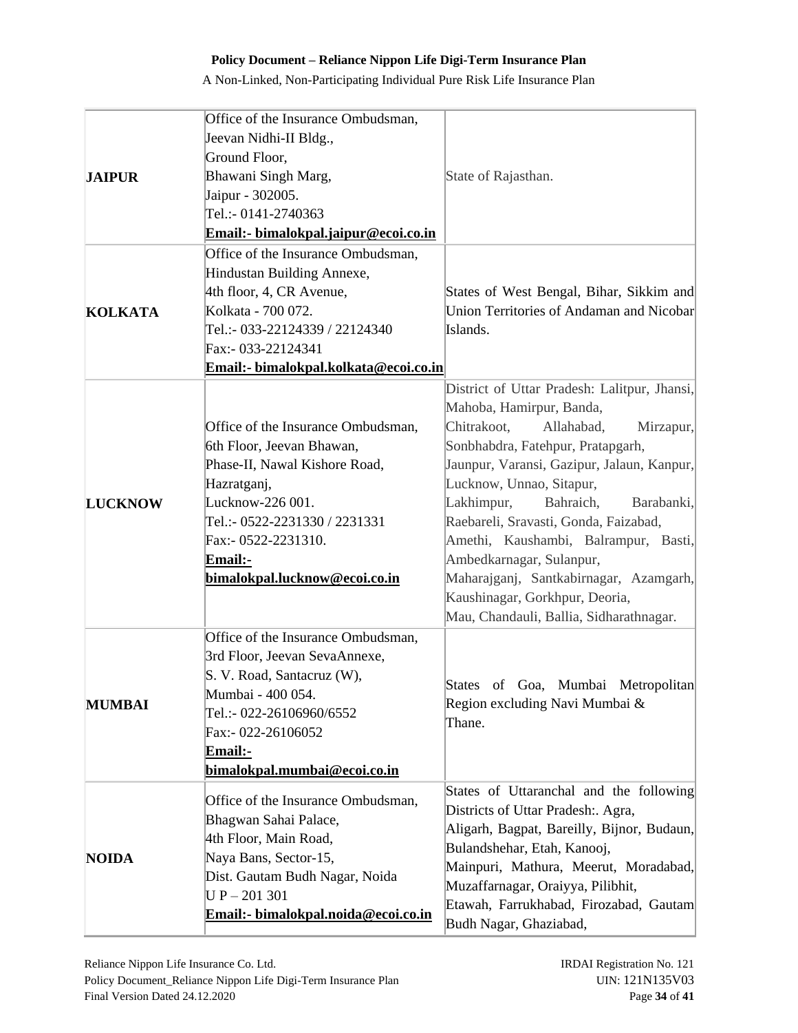| | | |
|---|---|---|
| **JAIPUR** | Office of the Insurance Ombudsman,<br>Jeevan Nidhi-II Bldg.,<br>Ground Floor,<br>Bhawani Singh Marg,<br>Jaipur - 302005.<br>Tel.:- 0141-2740363<br>**Email:- bimalokpal.jaipur@ecoi.co.in** | State of Rajasthan. |
| **KOLKATA** | Office of the Insurance Ombudsman,<br>Hindustan Building Annexe,<br>4th floor, 4, CR Avenue,<br>Kolkata - 700 072.<br>Tel.:- 033-22124339 / 22124340<br>Fax:- 033-22124341<br>**Email:- bimalokpal.kolkata@ecoi.co.in** | States of West Bengal, Bihar, Sikkim and Union Territories of Andaman and Nicobar Islands. |
| **LUCKNOW** | Office of the Insurance Ombudsman,<br>6th Floor, Jeevan Bhawan,<br>Phase-II, Nawal Kishore Road,<br>Hazratganj,<br>Lucknow-226 001.<br>Tel.:- 0522-2231330 / 2231331<br>Fax:- 0522-2231310.<br>**Email:-**<br>**bimalokpal.lucknow@ecoi.co.in** | District of Uttar Pradesh: Lalitpur, Jhansi, Mahoba, Hamirpur, Banda, Chitrakoot, Allahabad, Mirzapur, Sonbhabdra, Fatehpur, Pratapgarh, Jaunpur, Varansi, Gazipur, Jalaun, Kanpur, Lucknow, Unnao, Sitapur, Lakhimpur, Bahraich, Barabanki, Raebareli, Sravasti, Gonda, Faizabad, Amethi, Kaushambi, Balrampur, Basti, Ambedkarnagar, Sulanpur, Maharajganj, Santkabirnagar, Azamgarh, Kaushinagar, Gorkhpur, Deoria, Mau, Chandauli, Ballia, Sidharathnagar. |
| **MUMBAI** | Office of the Insurance Ombudsman,<br>3rd Floor, Jeevan SevaAnnexe,<br>S. V. Road, Santacruz (W),<br>Mumbai - 400 054.<br>Tel.:- 022-26106960/6552<br>Fax:- 022-26106052<br>**Email:-**<br>**bimalokpal.mumbai@ecoi.co.in** | States of Goa, Mumbai Metropolitan Region excluding Navi Mumbai & Thane. |
| **NOIDA** | Office of the Insurance Ombudsman,<br>Bhagwan Sahai Palace,<br>4th Floor, Main Road,<br>Naya Bans, Sector-15,<br>Dist. Gautam Budh Nagar, Noida<br>U P – 201 301<br>**Email:- bimalokpal.noida@ecoi.co.in** | States of Uttaranchal and the following Districts of Uttar Pradesh:. Agra, Aligarh, Bagpat, Bareilly, Bijnor, Budaun, Bulandshehar, Etah, Kanooj, Mainpuri, Mathura, Meerut, Moradabad, Muzaffarnagar, Oraiyya, Pilibhit, Etawah, Farrukhabad, Firozabad, Gautam Budh Nagar, Ghaziabad, |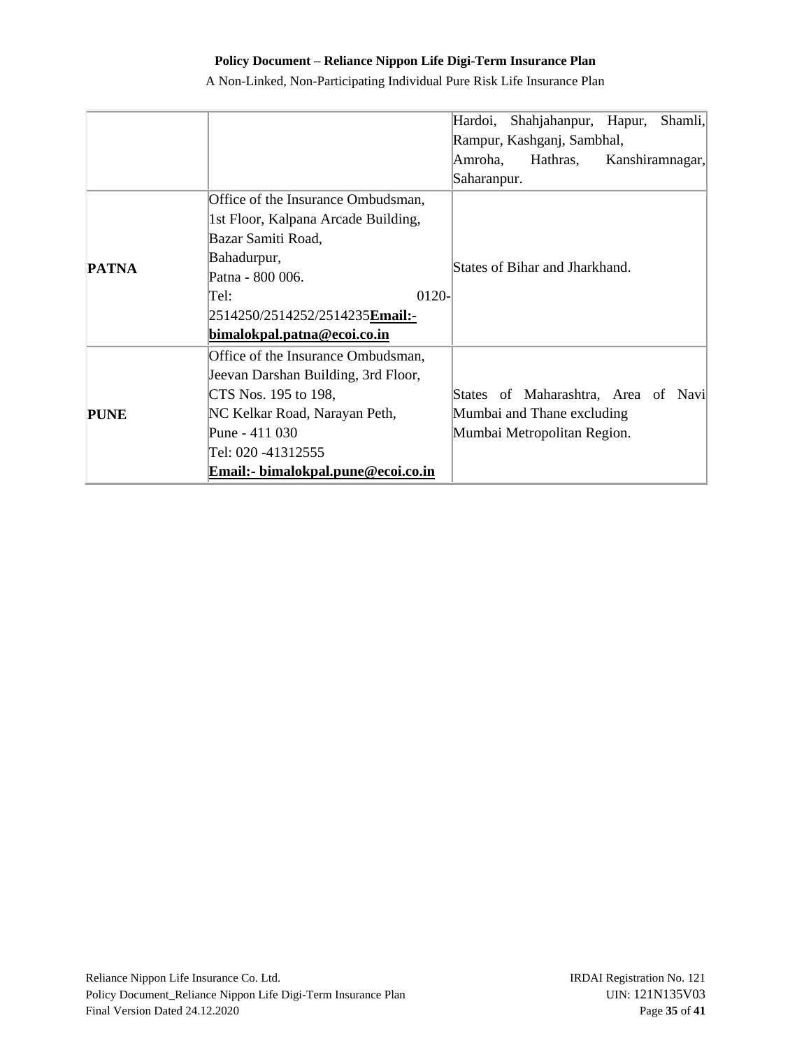|  |  |  |
|---|---|---|
|  |  | Hardoi, Shahjahanpur, Hapur, Shamli, Rampur, Kashganj, Sambhal, Amroha, Hathras, Kanshiramnagar, Saharanpur. |
| **PATNA** | Office of the Insurance Ombudsman, 1st Floor, Kalpana Arcade Building, Bazar Samiti Road, Bahadurpur, Patna - 800 006. Tel: 0120-2514250/2514252/2514235**Email:- bimalokpal.patna@ecoi.co.in** | States of Bihar and Jharkhand. |
| **PUNE** | Office of the Insurance Ombudsman, Jeevan Darshan Building, 3rd Floor, CTS Nos. 195 to 198, NC Kelkar Road, Narayan Peth, Pune - 411 030 Tel: 020 -41312555 **Email:- bimalokpal.pune@ecoi.co.in** | States of Maharashtra, Area of Navi Mumbai and Thane excluding Mumbai Metropolitan Region. |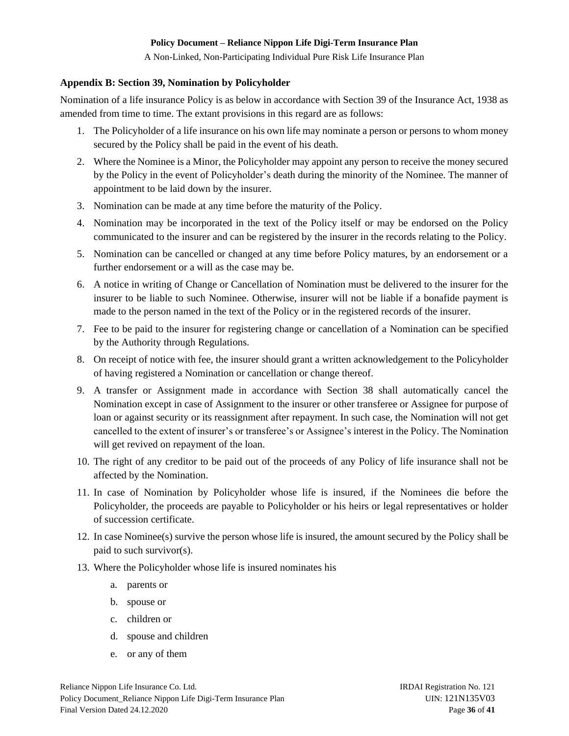## Appendix B: Section 39, Nomination by Policyholder

Nomination of a life insurance Policy is as below in accordance with Section 39 of the Insurance Act, 1938 as amended from time to time. The extant provisions in this regard are as follows:

1. The Policyholder of a life insurance on his own life may nominate a person or persons to whom money secured by the Policy shall be paid in the event of his death.
2. Where the Nominee is a Minor, the Policyholder may appoint any person to receive the money secured by the Policy in the event of Policyholder's death during the minority of the Nominee. The manner of appointment to be laid down by the insurer.
3. Nomination can be made at any time before the maturity of the Policy.
4. Nomination may be incorporated in the text of the Policy itself or may be endorsed on the Policy communicated to the insurer and can be registered by the insurer in the records relating to the Policy.
5. Nomination can be cancelled or changed at any time before Policy matures, by an endorsement or a further endorsement or a will as the case may be.
6. A notice in writing of Change or Cancellation of Nomination must be delivered to the insurer for the insurer to be liable to such Nominee. Otherwise, insurer will not be liable if a bonafide payment is made to the person named in the text of the Policy or in the registered records of the insurer.
7. Fee to be paid to the insurer for registering change or cancellation of a Nomination can be specified by the Authority through Regulations.
8. On receipt of notice with fee, the insurer should grant a written acknowledgement to the Policyholder of having registered a Nomination or cancellation or change thereof.
9. A transfer or Assignment made in accordance with Section 38 shall automatically cancel the Nomination except in case of Assignment to the insurer or other transferee or Assignee for purpose of loan or against security or its reassignment after repayment. In such case, the Nomination will not get cancelled to the extent of insurer's or transferee's or Assignee's interest in the Policy. The Nomination will get revived on repayment of the loan.
10. The right of any creditor to be paid out of the proceeds of any Policy of life insurance shall not be affected by the Nomination.
11. In case of Nomination by Policyholder whose life is insured, if the Nominees die before the Policyholder, the proceeds are payable to Policyholder or his heirs or legal representatives or holder of succession certificate.
12. In case Nominee(s) survive the person whose life is insured, the amount secured by the Policy shall be paid to such survivor(s).
13. Where the Policyholder whose life is insured nominates his
    a. parents or
    b. spouse or
    c. children or
    d. spouse and children
    e. or any of them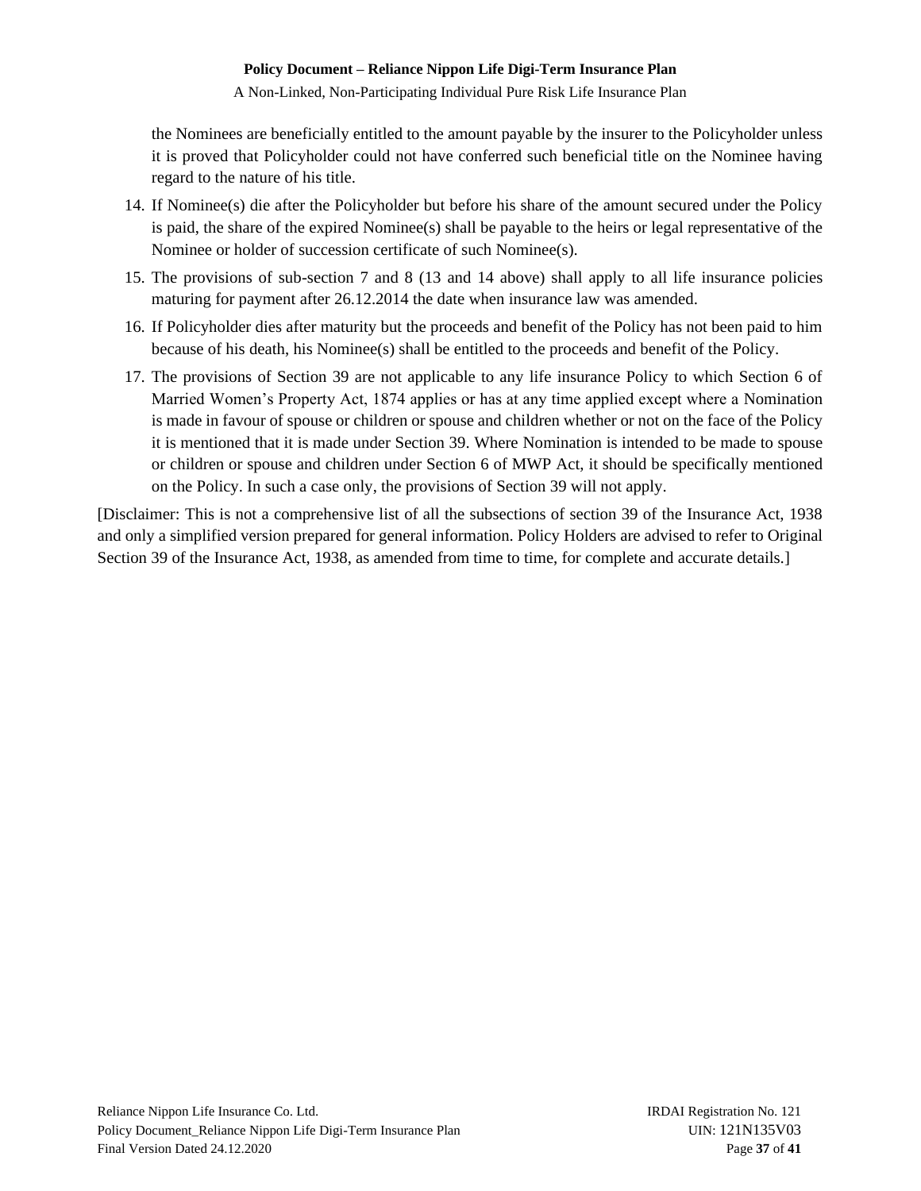the Nominees are beneficially entitled to the amount payable by the insurer to the Policyholder unless it is proved that Policyholder could not have conferred such beneficial title on the Nominee having regard to the nature of his title.

14. If Nominee(s) die after the Policyholder but before his share of the amount secured under the Policy is paid, the share of the expired Nominee(s) shall be payable to the heirs or legal representative of the Nominee or holder of succession certificate of such Nominee(s).
15. The provisions of sub-section 7 and 8 (13 and 14 above) shall apply to all life insurance policies maturing for payment after 26.12.2014 the date when insurance law was amended.
16. If Policyholder dies after maturity but the proceeds and benefit of the Policy has not been paid to him because of his death, his Nominee(s) shall be entitled to the proceeds and benefit of the Policy.
17. The provisions of Section 39 are not applicable to any life insurance Policy to which Section 6 of Married Women's Property Act, 1874 applies or has at any time applied except where a Nomination is made in favour of spouse or children or spouse and children whether or not on the face of the Policy it is mentioned that it is made under Section 39. Where Nomination is intended to be made to spouse or children or spouse and children under Section 6 of MWP Act, it should be specifically mentioned on the Policy. In such a case only, the provisions of Section 39 will not apply.

[Disclaimer: This is not a comprehensive list of all the subsections of section 39 of the Insurance Act, 1938 and only a simplified version prepared for general information. Policy Holders are advised to refer to Original Section 39 of the Insurance Act, 1938, as amended from time to time, for complete and accurate details.]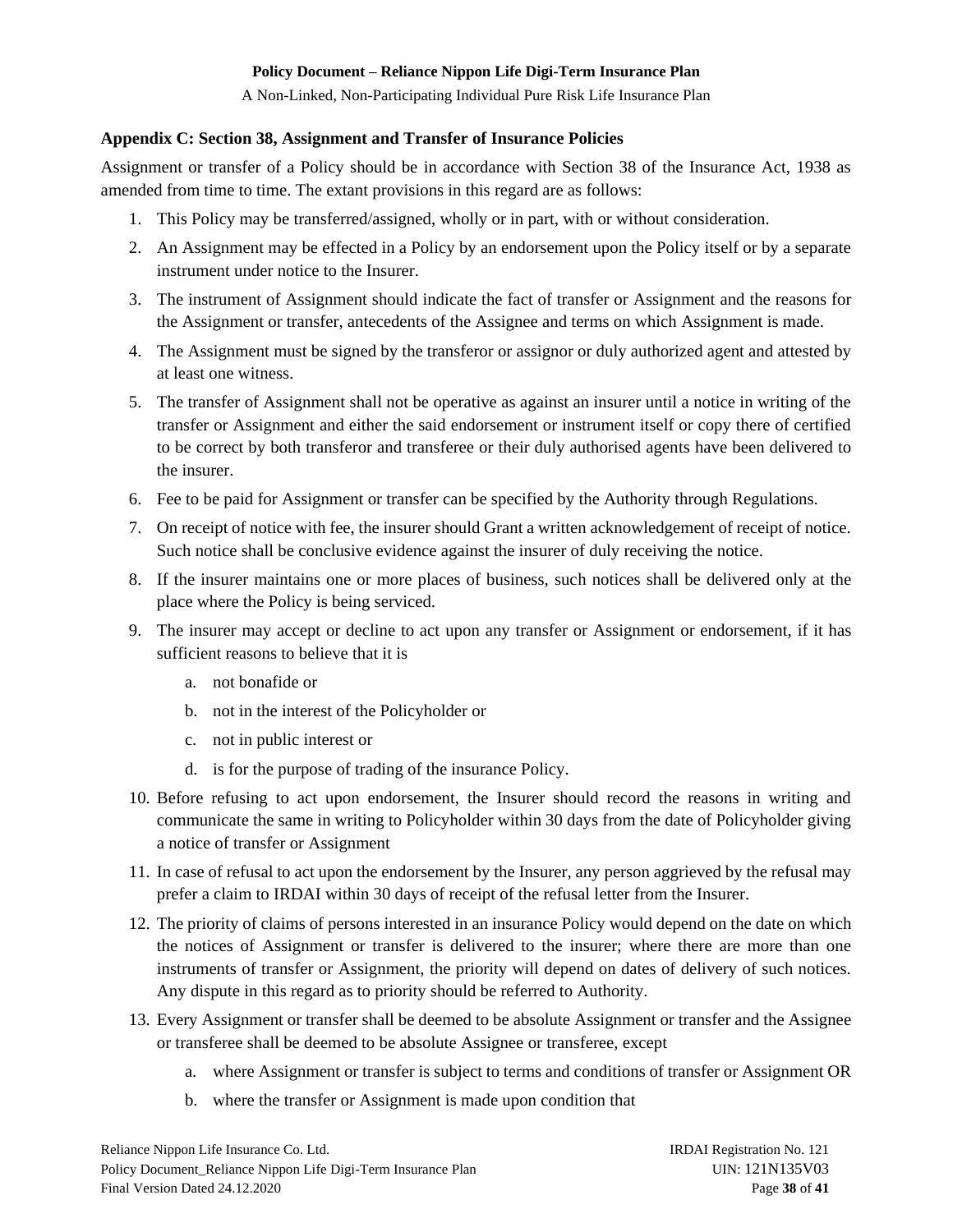## Appendix C: Section 38, Assignment and Transfer of Insurance Policies

Assignment or transfer of a Policy should be in accordance with Section 38 of the Insurance Act, 1938 as amended from time to time. The extant provisions in this regard are as follows:

1. This Policy may be transferred/assigned, wholly or in part, with or without consideration.
2. An Assignment may be effected in a Policy by an endorsement upon the Policy itself or by a separate instrument under notice to the Insurer.
3. The instrument of Assignment should indicate the fact of transfer or Assignment and the reasons for the Assignment or transfer, antecedents of the Assignee and terms on which Assignment is made.
4. The Assignment must be signed by the transferor or assignor or duly authorized agent and attested by at least one witness.
5. The transfer of Assignment shall not be operative as against an insurer until a notice in writing of the transfer or Assignment and either the said endorsement or instrument itself or copy there of certified to be correct by both transferor and transferee or their duly authorised agents have been delivered to the insurer.
6. Fee to be paid for Assignment or transfer can be specified by the Authority through Regulations.
7. On receipt of notice with fee, the insurer should Grant a written acknowledgement of receipt of notice. Such notice shall be conclusive evidence against the insurer of duly receiving the notice.
8. If the insurer maintains one or more places of business, such notices shall be delivered only at the place where the Policy is being serviced.
9. The insurer may accept or decline to act upon any transfer or Assignment or endorsement, if it has sufficient reasons to believe that it is
    a. not bonafide or
    b. not in the interest of the Policyholder or
    c. not in public interest or
    d. is for the purpose of trading of the insurance Policy.
10. Before refusing to act upon endorsement, the Insurer should record the reasons in writing and communicate the same in writing to Policyholder within 30 days from the date of Policyholder giving a notice of transfer or Assignment
11. In case of refusal to act upon the endorsement by the Insurer, any person aggrieved by the refusal may prefer a claim to IRDAI within 30 days of receipt of the refusal letter from the Insurer.
12. The priority of claims of persons interested in an insurance Policy would depend on the date on which the notices of Assignment or transfer is delivered to the insurer; where there are more than one instruments of transfer or Assignment, the priority will depend on dates of delivery of such notices. Any dispute in this regard as to priority should be referred to Authority.
13. Every Assignment or transfer shall be deemed to be absolute Assignment or transfer and the Assignee or transferee shall be deemed to be absolute Assignee or transferee, except
    a. where Assignment or transfer is subject to terms and conditions of transfer or Assignment OR
    b. where the transfer or Assignment is made upon condition that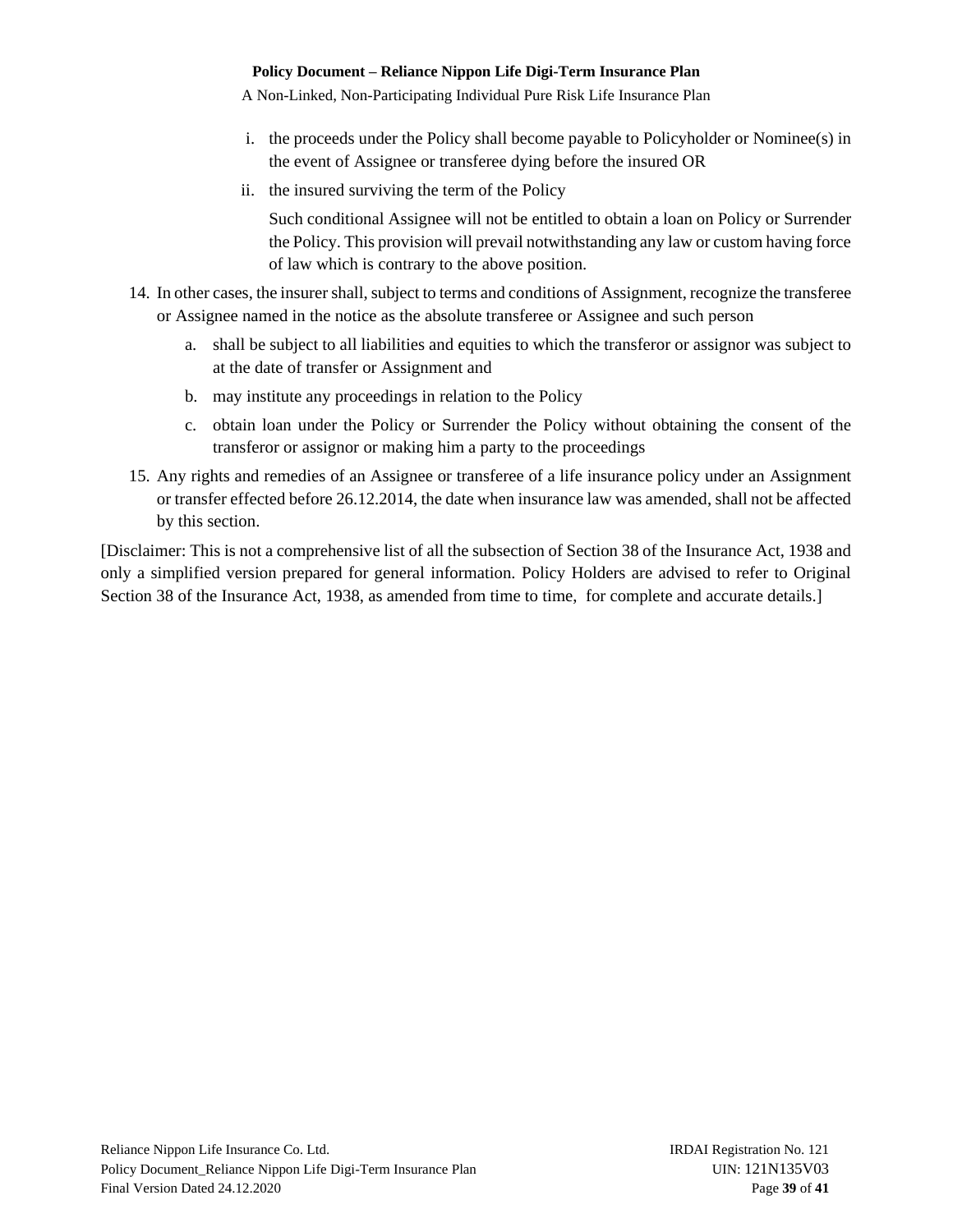i. the proceeds under the Policy shall become payable to Policyholder or Nominee(s) in the event of Assignee or transferee dying before the insured OR

ii. the insured surviving the term of the Policy

   Such conditional Assignee will not be entitled to obtain a loan on Policy or Surrender the Policy. This provision will prevail notwithstanding any law or custom having force of law which is contrary to the above position.

14. In other cases, the insurer shall, subject to terms and conditions of Assignment, recognize the transferee or Assignee named in the notice as the absolute transferee or Assignee and such person

    a. shall be subject to all liabilities and equities to which the transferor or assignor was subject to at the date of transfer or Assignment and

    b. may institute any proceedings in relation to the Policy

    c. obtain loan under the Policy or Surrender the Policy without obtaining the consent of the transferor or assignor or making him a party to the proceedings

15. Any rights and remedies of an Assignee or transferee of a life insurance policy under an Assignment or transfer effected before 26.12.2014, the date when insurance law was amended, shall not be affected by this section.

[Disclaimer: This is not a comprehensive list of all the subsection of Section 38 of the Insurance Act, 1938 and only a simplified version prepared for general information. Policy Holders are advised to refer to Original Section 38 of the Insurance Act, 1938, as amended from time to time, for complete and accurate details.]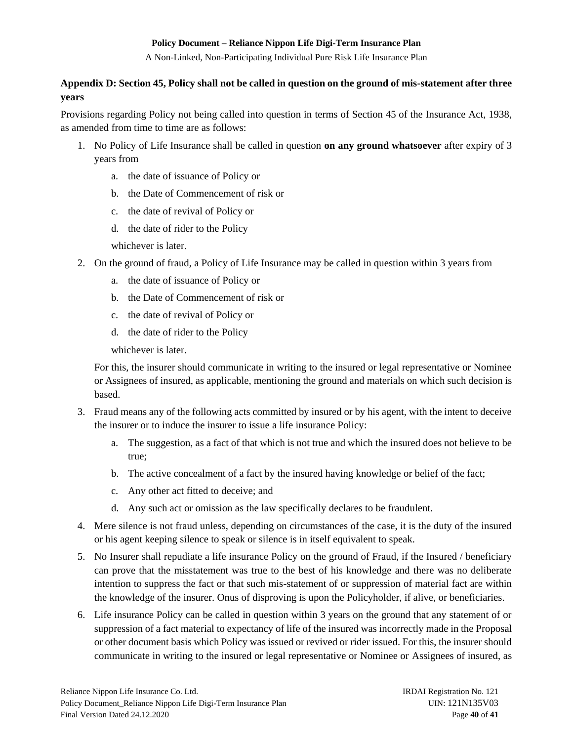## Appendix D: Section 45, Policy shall not be called in question on the ground of mis-statement after three years

Provisions regarding Policy not being called into question in terms of Section 45 of the Insurance Act, 1938, as amended from time to time are as follows:

1. No Policy of Life Insurance shall be called in question **on any ground whatsoever** after expiry of 3 years from
   a. the date of issuance of Policy or
   b. the Date of Commencement of risk or
   c. the date of revival of Policy or
   d. the date of rider to the Policy

   whichever is later.

2. On the ground of fraud, a Policy of Life Insurance may be called in question within 3 years from
   a. the date of issuance of Policy or
   b. the Date of Commencement of risk or
   c. the date of revival of Policy or
   d. the date of rider to the Policy

   whichever is later.

   For this, the insurer should communicate in writing to the insured or legal representative or Nominee or Assignees of insured, as applicable, mentioning the ground and materials on which such decision is based.

3. Fraud means any of the following acts committed by insured or by his agent, with the intent to deceive the insurer or to induce the insurer to issue a life insurance Policy:
   a. The suggestion, as a fact of that which is not true and which the insured does not believe to be true;
   b. The active concealment of a fact by the insured having knowledge or belief of the fact;
   c. Any other act fitted to deceive; and
   d. Any such act or omission as the law specifically declares to be fraudulent.

4. Mere silence is not fraud unless, depending on circumstances of the case, it is the duty of the insured or his agent keeping silence to speak or silence is in itself equivalent to speak.

5. No Insurer shall repudiate a life insurance Policy on the ground of Fraud, if the Insured / beneficiary can prove that the misstatement was true to the best of his knowledge and there was no deliberate intention to suppress the fact or that such mis-statement of or suppression of material fact are within the knowledge of the insurer. Onus of disproving is upon the Policyholder, if alive, or beneficiaries.

6. Life insurance Policy can be called in question within 3 years on the ground that any statement of or suppression of a fact material to expectancy of life of the insured was incorrectly made in the Proposal or other document basis which Policy was issued or revived or rider issued. For this, the insurer should communicate in writing to the insured or legal representative or Nominee or Assignees of insured, as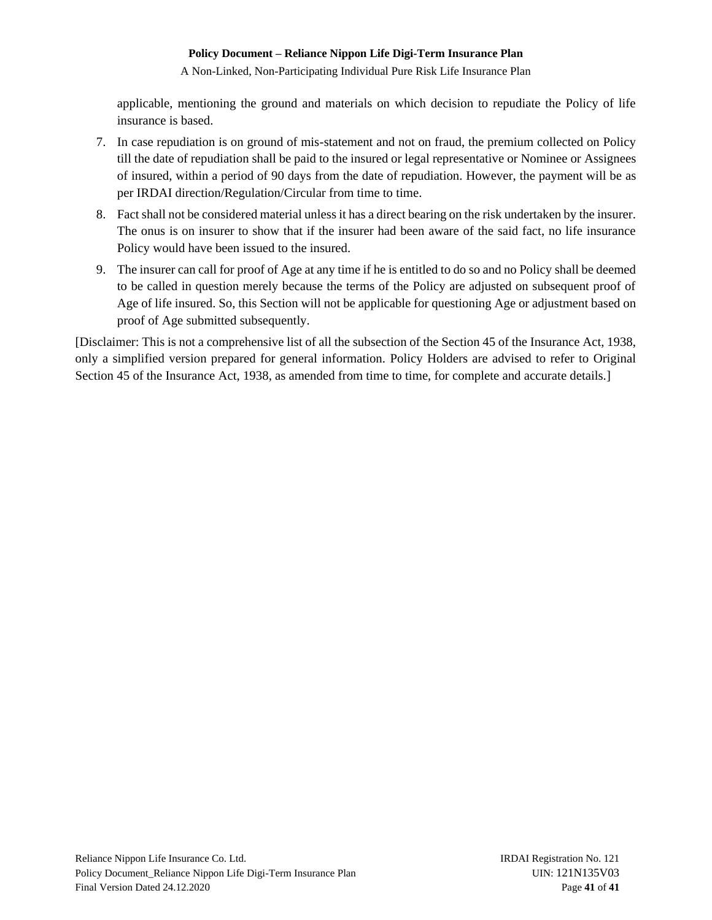applicable, mentioning the ground and materials on which decision to repudiate the Policy of life insurance is based.

7. In case repudiation is on ground of mis-statement and not on fraud, the premium collected on Policy till the date of repudiation shall be paid to the insured or legal representative or Nominee or Assignees of insured, within a period of 90 days from the date of repudiation. However, the payment will be as per IRDAI direction/Regulation/Circular from time to time.
8. Fact shall not be considered material unless it has a direct bearing on the risk undertaken by the insurer. The onus is on insurer to show that if the insurer had been aware of the said fact, no life insurance Policy would have been issued to the insured.
9. The insurer can call for proof of Age at any time if he is entitled to do so and no Policy shall be deemed to be called in question merely because the terms of the Policy are adjusted on subsequent proof of Age of life insured. So, this Section will not be applicable for questioning Age or adjustment based on proof of Age submitted subsequently.

[Disclaimer: This is not a comprehensive list of all the subsection of the Section 45 of the Insurance Act, 1938, only a simplified version prepared for general information. Policy Holders are advised to refer to Original Section 45 of the Insurance Act, 1938, as amended from time to time, for complete and accurate details.]